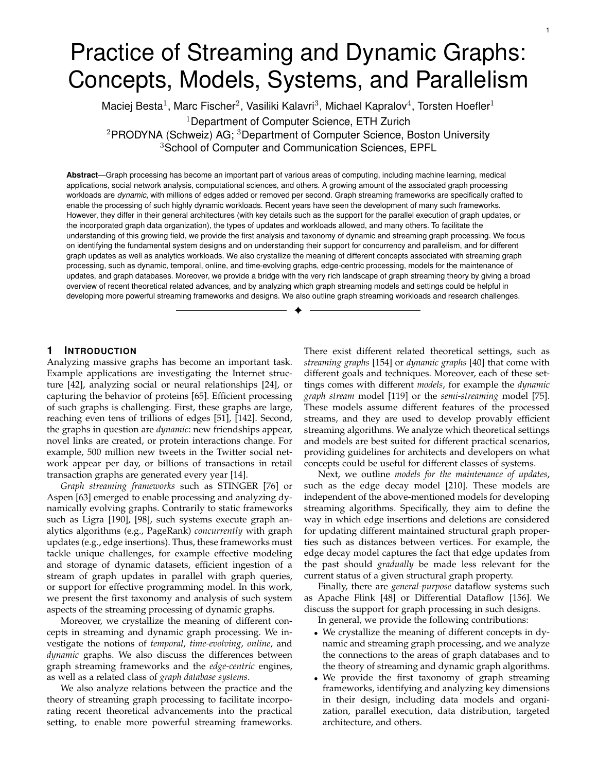# Practice of Streaming and Dynamic Graphs: Concepts, Models, Systems, and Parallelism

Maciej Besta[1], Marc Fischer[2], Vasiliki Kalavri[3], Michael Kapralov[4], Torsten Hoefler[1]

[1]Department of Computer Science, ETH Zurich

[2]PRODYNA (Schweiz) AG; [3]Department of Computer Science, Boston University

[3]School of Computer and Communication Sciences, EPFL

**Abstract**—Graph processing has become an important part of various areas of computing, including machine learning, medical applications, social network analysis, computational sciences, and others. A growing amount of the associated graph processing workloads are *dynamic*, with millions of edges added or removed per second. Graph streaming frameworks are specifically crafted to enable the processing of such highly dynamic workloads. Recent years have seen the development of many such frameworks. However, they differ in their general architectures (with key details such as the support for the parallel execution of graph updates, or the incorporated graph data organization), the types of updates and workloads allowed, and many others. To facilitate the understanding of this growing field, we provide the first analysis and taxonomy of dynamic and streaming graph processing. We focus on identifying the fundamental system designs and on understanding their support for concurrency and parallelism, and for different graph updates as well as analytics workloads. We also crystallize the meaning of different concepts associated with streaming graph processing, such as dynamic, temporal, online, and time-evolving graphs, edge-centric processing, models for the maintenance of updates, and graph databases. Moreover, we provide a bridge with the very rich landscape of graph streaming theory by giving a broad overview of recent theoretical related advances, and by analyzing which graph streaming models and settings could be helpful in developing more powerful streaming frameworks and designs. We also outline graph streaming workloads and research challenges.

## 1 Introduction

Analyzing massive graphs has become an important task. Example applications are investigating the Internet structure [42], analyzing social or neural relationships [24], or capturing the behavior of proteins [65]. Efficient processing of such graphs is challenging. First, these graphs are large, reaching even tens of trillions of edges [51], [142]. Second, the graphs in question are *dynamic*: new friendships appear, novel links are created, or protein interactions change. For example, 500 million new tweets in the Twitter social network appear per day, or billions of transactions in retail transaction graphs are generated every year [14].

*Graph streaming frameworks* such as STINGER [76] or Aspen [63] emerged to enable processing and analyzing dynamically evolving graphs. Contrarily to static frameworks such as Ligra [190], [98], such systems execute graph analytics algorithms (e.g., PageRank) *concurrently* with graph updates (e.g., edge insertions). Thus, these frameworks must tackle unique challenges, for example effective modeling and storage of dynamic datasets, efficient ingestion of a stream of graph updates in parallel with graph queries, or support for effective programming model. In this work, we present the first taxonomy and analysis of such system aspects of the streaming processing of dynamic graphs.

Moreover, we crystallize the meaning of different concepts in streaming and dynamic graph processing. We investigate the notions of *temporal*, *time-evolving*, *online*, and *dynamic* graphs. We also discuss the differences between graph streaming frameworks and the *edge-centric* engines, as well as a related class of *graph database systems*.

We also analyze relations between the practice and the theory of streaming graph processing to facilitate incorporating recent theoretical advancements into the practical setting, to enable more powerful streaming frameworks. There exist different related theoretical settings, such as *streaming graphs* [154] or *dynamic graphs* [40] that come with different goals and techniques. Moreover, each of these settings comes with different *models*, for example the *dynamic graph stream* model [119] or the *semi-streaming* model [75]. These models assume different features of the processed streams, and they are used to develop provably efficient streaming algorithms. We analyze which theoretical settings and models are best suited for different practical scenarios, providing guidelines for architects and developers on what concepts could be useful for different classes of systems.

Next, we outline *models for the maintenance of updates*, such as the edge decay model [210]. These models are independent of the above-mentioned models for developing streaming algorithms. Specifically, they aim to define the way in which edge insertions and deletions are considered for updating different maintained structural graph properties such as distances between vertices. For example, the edge decay model captures the fact that edge updates from the past should *gradually* be made less relevant for the current status of a given structural graph property.

Finally, there are *general-purpose* dataflow systems such as Apache Flink [48] or Differential Dataflow [156]. We discuss the support for graph processing in such designs.

In general, we provide the following contributions:

- We crystallize the meaning of different concepts in dynamic and streaming graph processing, and we analyze the connections to the areas of graph databases and to the theory of streaming and dynamic graph algorithms.
- We provide the first taxonomy of graph streaming frameworks, identifying and analyzing key dimensions in their design, including data models and organization, parallel execution, data distribution, targeted architecture, and others.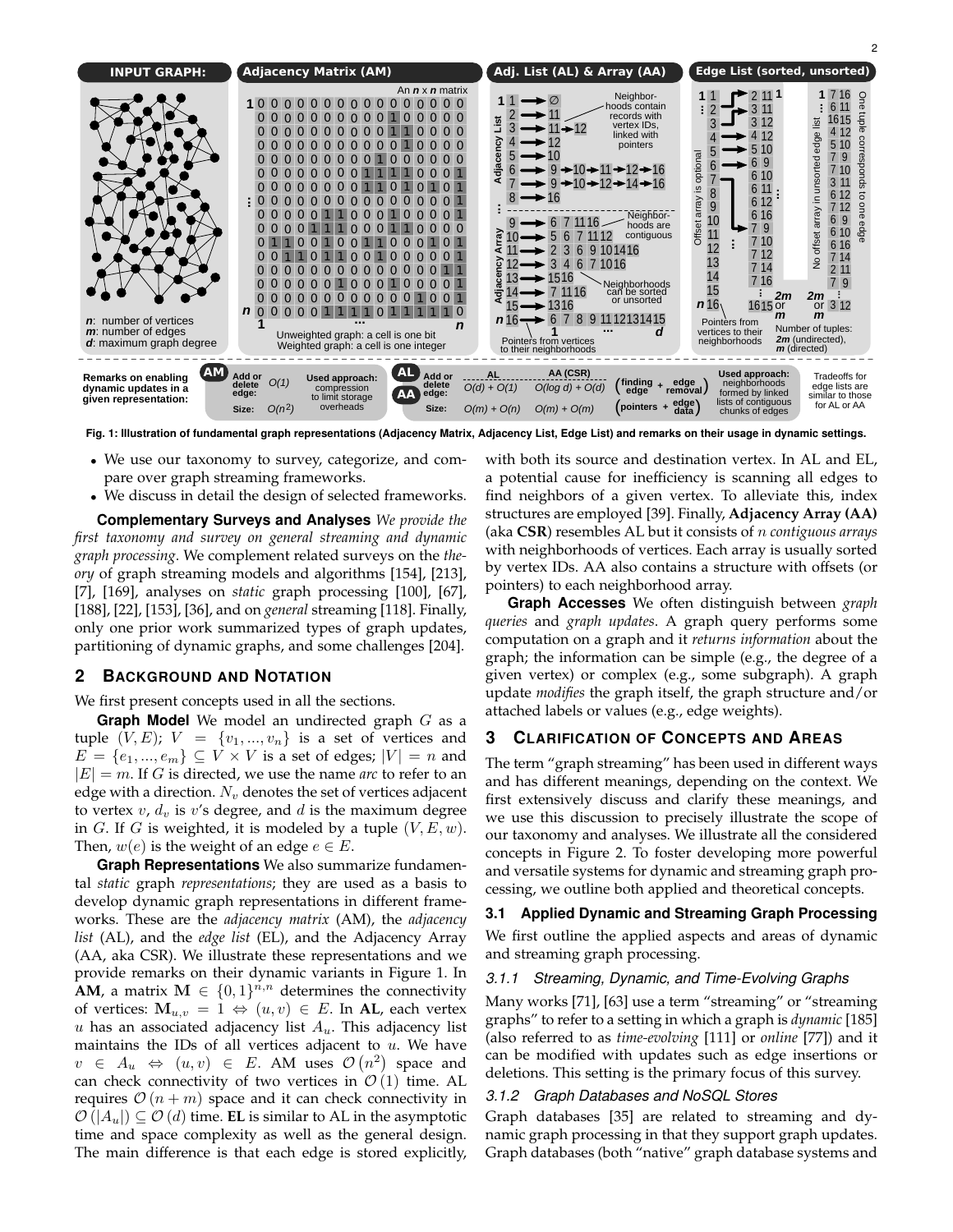Fig. 1: Illustration of fundamental graph representations (Adjacency Matrix, Adjacency List, Edge List) and remarks on their usage in dynamic settings.

- We use our taxonomy to survey, categorize, and compare over graph streaming frameworks.
- We discuss in detail the design of selected frameworks.

**Complementary Surveys and Analyses** *We provide the first taxonomy and survey on general streaming and dynamic graph processing*. We complement related surveys on the *theory* of graph streaming models and algorithms [154], [213], [7], [169], analyses on *static* graph processing [100], [67], [188], [22], [153], [36], and on *general* streaming [118]. Finally, only one prior work summarized types of graph updates, partitioning of dynamic graphs, and some challenges [204].

## 2 Background and Notation

We first present concepts used in all the sections.

**Graph Model** We model an undirected graph $G$ as a tuple $(V, E)$; $V = \{v_1, ..., v_n\}$ is a set of vertices and $E = \{e_1, ..., e_m\} \subseteq V \times V$ is a set of edges; $|V| = n$ and $|E| = m$. If $G$ is directed, we use the name *arc* to refer to an edge with a direction. $N_v$ denotes the set of vertices adjacent to vertex $v$, $d_v$ is $v$'s degree, and $d$ is the maximum degree in $G$. If $G$ is weighted, it is modeled by a tuple $(V, E, w)$. Then, $w(e)$ is the weight of an edge $e \in E$.

**Graph Representations** We also summarize fundamental *static* graph *representations*; they are used as a basis to develop dynamic graph representations in different frameworks. These are the *adjacency matrix* (AM), the *adjacency list* (AL), and the *edge list* (EL), and the Adjacency Array (AA, aka CSR). We illustrate these representations and we provide remarks on their dynamic variants in Figure 1. In **AM**, a matrix $\mathbf{M} \in \{0, 1\}^{n,n}$ determines the connectivity of vertices: $\mathbf{M}_{u,v} = 1 \Leftrightarrow (u, v) \in E$. In **AL**, each vertex $u$ has an associated adjacency list $A_u$. This adjacency list maintains the IDs of all vertices adjacent to $u$. We have $v \in A_u \Leftrightarrow (u, v) \in E$. AM uses $\mathcal{O}(n^2)$ space and can check connectivity of two vertices in $\mathcal{O}(1)$ time. AL requires $\mathcal{O}(n + m)$ space and it can check connectivity in $\mathcal{O}(|A_u|) \subseteq \mathcal{O}(d)$ time. **EL** is similar to AL in the asymptotic time and space complexity as well as the general design. The main difference is that each edge is stored explicitly, with both its source and destination vertex. In AL and EL, a potential cause for inefficiency is scanning all edges to find neighbors of a given vertex. To alleviate this, index structures are employed [39]. Finally, **Adjacency Array (AA)** (aka **CSR**) resembles AL but it consists of $n$ *contiguous arrays* with neighborhoods of vertices. Each array is usually sorted by vertex IDs. AA also contains a structure with offsets (or pointers) to each neighborhood array.

**Graph Accesses** We often distinguish between *graph queries* and *graph updates*. A graph query performs some computation on a graph and it *returns information* about the graph; the information can be simple (e.g., the degree of a given vertex) or complex (e.g., some subgraph). A graph update *modifies* the graph itself, the graph structure and/or attached labels or values (e.g., edge weights).

## 3 Clarification of Concepts and Areas

The term "graph streaming" has been used in different ways and has different meanings, depending on the context. We first extensively discuss and clarify these meanings, and we use this discussion to precisely illustrate the scope of our taxonomy and analyses. We illustrate all the considered concepts in Figure 2. To foster developing more powerful and versatile systems for dynamic and streaming graph processing, we outline both applied and theoretical concepts.

### 3.1 Applied Dynamic and Streaming Graph Processing

We first outline the applied aspects and areas of dynamic and streaming graph processing.

#### 3.1.1 Streaming, Dynamic, and Time-Evolving Graphs

Many works [71], [63] use a term "streaming" or "streaming graphs" to refer to a setting in which a graph is *dynamic* [185] (also referred to as *time-evolving* [111] or *online* [77]) and it can be modified with updates such as edge insertions or deletions. This setting is the primary focus of this survey.

#### 3.1.2 Graph Databases and NoSQL Stores

Graph databases [35] are related to streaming and dynamic graph processing in that they support graph updates. Graph databases (both "native" graph database systems and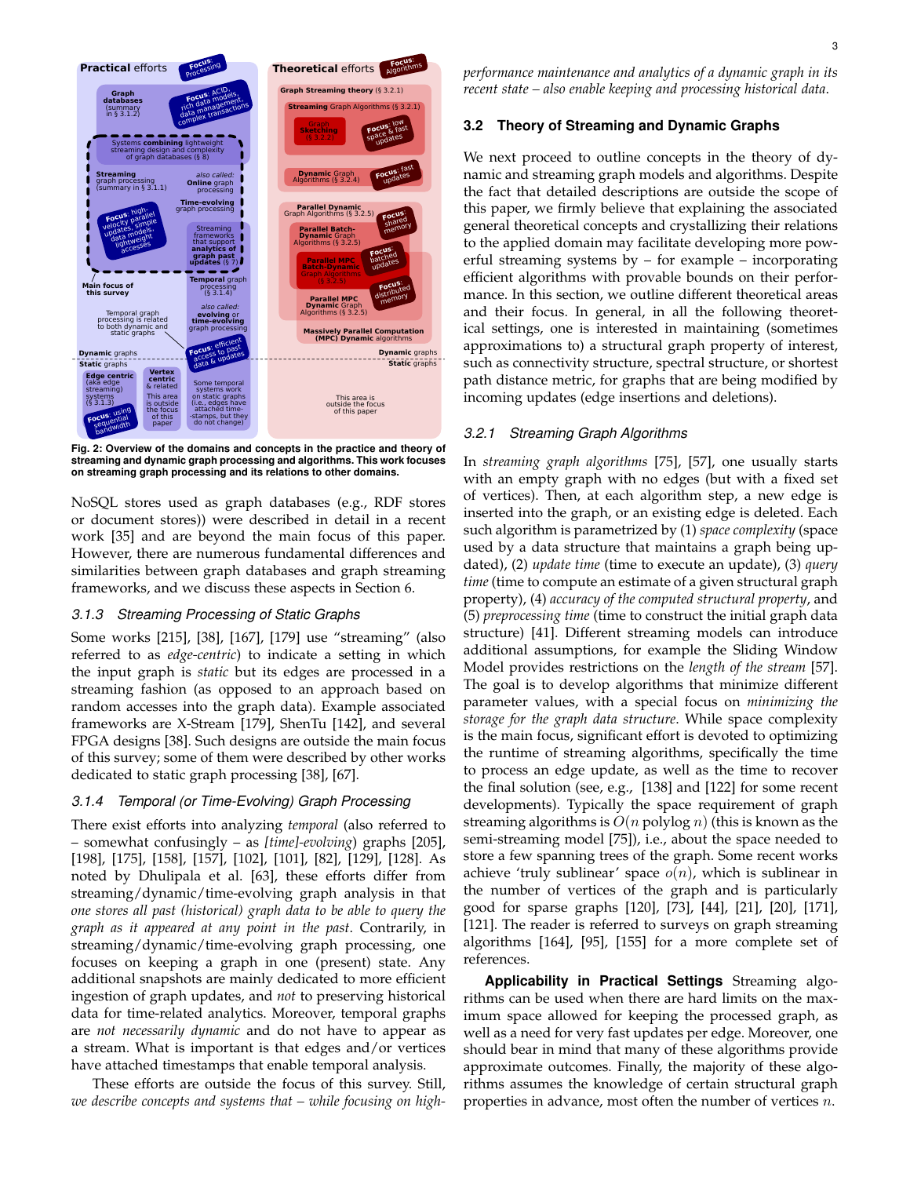Fig. 2: **Overview of the domains and concepts in the practice and theory of streaming and dynamic graph processing and algorithms. This work focuses on streaming graph processing and its relations to other domains.**

NoSQL stores used as graph databases (e.g., RDF stores or document stores)) were described in detail in a recent work [35] and are beyond the main focus of this paper. However, there are numerous fundamental differences and similarities between graph databases and graph streaming frameworks, and we discuss these aspects in Section 6.

### 3.1.3 Streaming Processing of Static Graphs

Some works [215], [38], [167], [179] use "streaming" (also referred to as *edge-centric*) to indicate a setting in which the input graph is *static* but its edges are processed in a streaming fashion (as opposed to an approach based on random accesses into the graph data). Example associated frameworks are X-Stream [179], ShenTu [142], and several FPGA designs [38]. Such designs are outside the main focus of this survey; some of them were described by other works dedicated to static graph processing [38], [67].

### 3.1.4 Temporal (or Time-Evolving) Graph Processing

There exist efforts into analyzing *temporal* (also referred to – somewhat confusingly – as *[time]-evolving*) graphs [205], [198], [175], [158], [157], [102], [101], [82], [129], [128]. As noted by Dhulipala et al. [63], these efforts differ from streaming/dynamic/time-evolving graph analysis in that *one stores all past (historical) graph data to be able to query the graph as it appeared at any point in the past*. Contrarily, in streaming/dynamic/time-evolving graph processing, one focuses on keeping a graph in one (present) state. Any additional snapshots are mainly dedicated to more efficient ingestion of graph updates, and *not* to preserving historical data for time-related analytics. Moreover, temporal graphs are *not necessarily dynamic* and do not have to appear as a stream. What is important is that edges and/or vertices have attached timestamps that enable temporal analysis.

These efforts are outside the focus of this survey. Still, *we describe concepts and systems that – while focusing on high-performance maintenance and analytics of a dynamic graph in its recent state – also enable keeping and processing historical data*.

## 3.2 Theory of Streaming and Dynamic Graphs

We next proceed to outline concepts in the theory of dynamic and streaming graph models and algorithms. Despite the fact that detailed descriptions are outside the scope of this paper, we firmly believe that explaining the associated general theoretical concepts and crystallizing their relations to the applied domain may facilitate developing more powerful streaming systems by – for example – incorporating efficient algorithms with provable bounds on their performance. In this section, we outline different theoretical areas and their focus. In general, in all the following theoretical settings, one is interested in maintaining (sometimes approximations to) a structural graph property of interest, such as connectivity structure, spectral structure, or shortest path distance metric, for graphs that are being modified by incoming updates (edge insertions and deletions).

### 3.2.1 Streaming Graph Algorithms

In *streaming graph algorithms* [75], [57], one usually starts with an empty graph with no edges (but with a fixed set of vertices). Then, at each algorithm step, a new edge is inserted into the graph, or an existing edge is deleted. Each such algorithm is parametrized by (1) *space complexity* (space used by a data structure that maintains a graph being updated), (2) *update time* (time to execute an update), (3) *query time* (time to compute an estimate of a given structural graph property), (4) *accuracy of the computed structural property*, and (5) *preprocessing time* (time to construct the initial graph data structure) [41]. Different streaming models can introduce additional assumptions, for example the Sliding Window Model provides restrictions on the *length of the stream* [57]. The goal is to develop algorithms that minimize different parameter values, with a special focus on *minimizing the storage for the graph data structure*. While space complexity is the main focus, significant effort is devoted to optimizing the runtime of streaming algorithms, specifically the time to process an edge update, as well as the time to recover the final solution (see, e.g., [138] and [122] for some recent developments). Typically the space requirement of graph streaming algorithms is $O(n \text{ polylog } n)$ (this is known as the semi-streaming model [75]), i.e., about the space needed to store a few spanning trees of the graph. Some recent works achieve 'truly sublinear' space $o(n)$, which is sublinear in the number of vertices of the graph and is particularly good for sparse graphs [120], [73], [44], [21], [20], [171], [121]. The reader is referred to surveys on graph streaming algorithms [164], [95], [155] for a more complete set of references.

**Applicability in Practical Settings** Streaming algorithms can be used when there are hard limits on the maximum space allowed for keeping the processed graph, as well as a need for very fast updates per edge. Moreover, one should bear in mind that many of these algorithms provide approximate outcomes. Finally, the majority of these algorithms assumes the knowledge of certain structural graph properties in advance, most often the number of vertices $n$.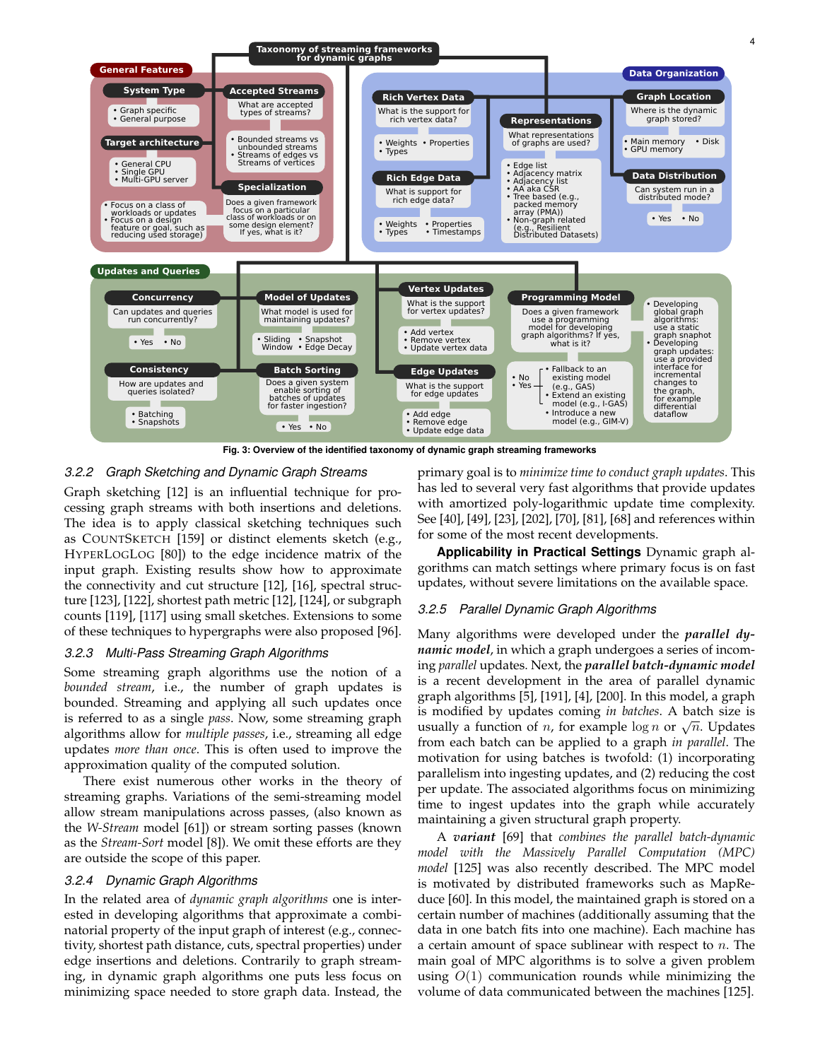**Taxonomy of streaming frameworks for dynamic graphs**

**General Features**

- **System Type**
  - Graph specific
  - General purpose
- **Accepted Streams** — What are accepted types of streams?
  - Bounded streams vs unbounded streams
  - Streams of edges vs Streams of vertices
- **Target architecture**
  - General CPU
  - Single GPU
  - Multi-GPU server
- **Specialization** — Does a given framework focus on a particular class of workloads or on some design element? If yes, what is it?
  - Focus on a class of workloads or updates
  - Focus on a design feature or goal, such as reducing used storage)

**Data Organization**

- **Rich Vertex Data** — What is the support for rich vertex data?
  - Weights
  - Properties
  - Types
- **Rich Edge Data** — What is support for rich edge data?
  - Weights
  - Properties
  - Types
  - Timestamps
- **Representations** — What representations of graphs are used?
  - Edge list
  - Adjacency matrix
  - Adjacency list
  - AA aka CSR
  - Tree based (e.g., packed memory array (PMA))
  - Non-graph related (e.g., Resilient Distributed Datasets)
- **Graph Location** — Where is the dynamic graph stored?
  - Main memory
  - Disk
  - GPU memory
- **Data Distribution** — Can system run in a distributed mode?
  - Yes
  - No

**Updates and Queries**

- **Concurrency** — Can updates and queries run concurrently?
  - Yes
  - No
- **Consistency** — How are updates and queries isolated?
  - Batching
  - Snapshots
- **Model of Updates** — What model is used for maintaining updates?
  - Sliding Window
  - Snapshot
  - Edge Decay
- **Batch Sorting** — Does a given system enable sorting of batches of updates for faster ingestion?
  - Yes
  - No
- **Vertex Updates** — What is the support for vertex updates?
  - Add vertex
  - Remove vertex
  - Update vertex data
- **Edge Updates** — What is the support for edge updates
  - Add edge
  - Remove edge
  - Update edge data
- **Programming Model** — Does a given framework use a programming model for developing graph algorithms? If yes, what is it?
  - No
  - Yes
    - Fallback to an existing model (e.g., GAS)
    - Extend an existing model (e.g., I-GAS)
    - Introduce a new model (e.g., GIM-V)
  - Developing global graph algorithms: use a static graph snaphot
  - Developing graph updates: use a provided interface for incremental changes to the graph, for example differential dataflow

**Fig. 3: Overview of the identified taxonomy of dynamic graph streaming frameworks**

### 3.2.2 Graph Sketching and Dynamic Graph Streams

Graph sketching [12] is an influential technique for processing graph streams with both insertions and deletions. The idea is to apply classical sketching techniques such as COUNTSKETCH [159] or distinct elements sketch (e.g., HYPERLOGLOG [80]) to the edge incidence matrix of the input graph. Existing results show how to approximate the connectivity and cut structure [12], [16], spectral structure [123], [122], shortest path metric [12], [124], or subgraph counts [119], [117] using small sketches. Extensions to some of these techniques to hypergraphs were also proposed [96].

### 3.2.3 Multi-Pass Streaming Graph Algorithms

Some streaming graph algorithms use the notion of a *bounded stream*, i.e., the number of graph updates is bounded. Streaming and applying all such updates once is referred to as a single *pass*. Now, some streaming graph algorithms allow for *multiple passes*, i.e., streaming all edge updates *more than once*. This is often used to improve the approximation quality of the computed solution.

There exist numerous other works in the theory of streaming graphs. Variations of the semi-streaming model allow stream manipulations across passes, (also known as the *W-Stream* model [61]) or stream sorting passes (known as the *Stream-Sort* model [8]). We omit these efforts are they are outside the scope of this paper.

### 3.2.4 Dynamic Graph Algorithms

In the related area of *dynamic graph algorithms* one is interested in developing algorithms that approximate a combinatorial property of the input graph of interest (e.g., connectivity, shortest path distance, cuts, spectral properties) under edge insertions and deletions. Contrarily to graph streaming, in dynamic graph algorithms one puts less focus on minimizing space needed to store graph data. Instead, the primary goal is to *minimize time to conduct graph updates*. This has led to several very fast algorithms that provide updates with amortized poly-logarithmic update time complexity. See [40], [49], [23], [202], [70], [81], [68] and references within for some of the most recent developments.

**Applicability in Practical Settings** Dynamic graph algorithms can match settings where primary focus is on fast updates, without severe limitations on the available space.

### 3.2.5 Parallel Dynamic Graph Algorithms

Many algorithms were developed under the ***parallel dynamic model***, in which a graph undergoes a series of incoming *parallel* updates. Next, the ***parallel batch-dynamic model*** is a recent development in the area of parallel dynamic graph algorithms [5], [191], [4], [200]. In this model, a graph is modified by updates coming *in batches*. A batch size is usually a function of $n$, for example $\log n$ or $\sqrt{n}$. Updates from each batch can be applied to a graph *in parallel*. The motivation for using batches is twofold: (1) incorporating parallelism into ingesting updates, and (2) reducing the cost per update. The associated algorithms focus on minimizing time to ingest updates into the graph while accurately maintaining a given structural graph property.

A ***variant*** [69] that *combines the parallel batch-dynamic model with the Massively Parallel Computation (MPC) model* [125] was also recently described. The MPC model is motivated by distributed frameworks such as MapReduce [60]. In this model, the maintained graph is stored on a certain number of machines (additionally assuming that the data in one batch fits into one machine). Each machine has a certain amount of space sublinear with respect to $n$. The main goal of MPC algorithms is to solve a given problem using $O(1)$ communication rounds while minimizing the volume of data communicated between the machines [125].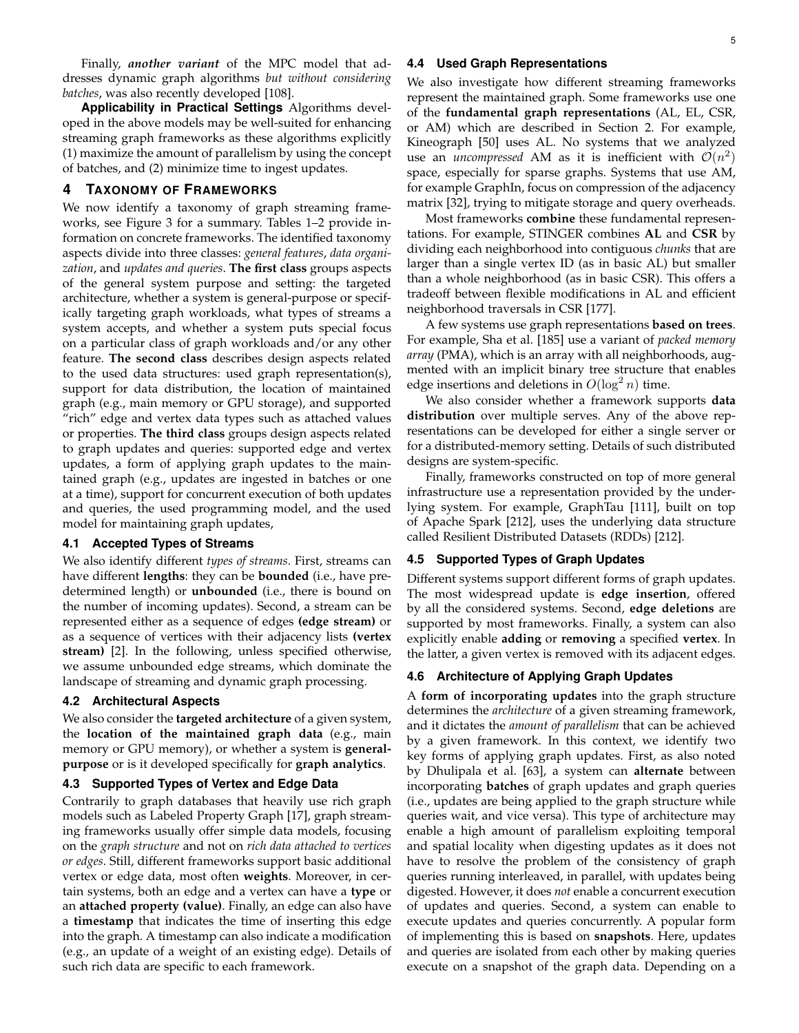Finally, ***another variant*** of the MPC model that addresses dynamic graph algorithms *but without considering batches*, was also recently developed [108].

**Applicability in Practical Settings** Algorithms developed in the above models may be well-suited for enhancing streaming graph frameworks as these algorithms explicitly (1) maximize the amount of parallelism by using the concept of batches, and (2) minimize time to ingest updates.

## 4 Taxonomy of Frameworks

We now identify a taxonomy of graph streaming frameworks, see Figure 3 for a summary. Tables 1–2 provide information on concrete frameworks. The identified taxonomy aspects divide into three classes: *general features*, *data organization*, and *updates and queries*. **The first class** groups aspects of the general system purpose and setting: the targeted architecture, whether a system is general-purpose or specifically targeting graph workloads, what types of streams a system accepts, and whether a system puts special focus on a particular class of graph workloads and/or any other feature. **The second class** describes design aspects related to the used data structures: used graph representation(s), support for data distribution, the location of maintained graph (e.g., main memory or GPU storage), and supported "rich" edge and vertex data types such as attached values or properties. **The third class** groups design aspects related to graph updates and queries: supported edge and vertex updates, a form of applying graph updates to the maintained graph (e.g., updates are ingested in batches or one at a time), support for concurrent execution of both updates and queries, the used programming model, and the used model for maintaining graph updates,

### 4.1 Accepted Types of Streams

We also identify different *types of streams*. First, streams can have different **lengths**: they can be **bounded** (i.e., have predetermined length) or **unbounded** (i.e., there is bound on the number of incoming updates). Second, a stream can be represented either as a sequence of edges **(edge stream)** or as a sequence of vertices with their adjacency lists **(vertex stream)** [2]. In the following, unless specified otherwise, we assume unbounded edge streams, which dominate the landscape of streaming and dynamic graph processing.

### 4.2 Architectural Aspects

We also consider the **targeted architecture** of a given system, the **location of the maintained graph data** (e.g., main memory or GPU memory), or whether a system is **general-purpose** or is it developed specifically for **graph analytics**.

### 4.3 Supported Types of Vertex and Edge Data

Contrarily to graph databases that heavily use rich graph models such as Labeled Property Graph [17], graph streaming frameworks usually offer simple data models, focusing on the *graph structure* and not on *rich data attached to vertices or edges*. Still, different frameworks support basic additional vertex or edge data, most often **weights**. Moreover, in certain systems, both an edge and a vertex can have a **type** or an **attached property (value)**. Finally, an edge can also have a **timestamp** that indicates the time of inserting this edge into the graph. A timestamp can also indicate a modification (e.g., an update of a weight of an existing edge). Details of such rich data are specific to each framework.

### 4.4 Used Graph Representations

We also investigate how different streaming frameworks represent the maintained graph. Some frameworks use one of the **fundamental graph representations** (AL, EL, CSR, or AM) which are described in Section 2. For example, Kineograph [50] uses AL. No systems that we analyzed use an *uncompressed* AM as it is inefficient with $\mathcal{O}(n^2)$ space, especially for sparse graphs. Systems that use AM, for example GraphIn, focus on compression of the adjacency matrix [32], trying to mitigate storage and query overheads.

Most frameworks **combine** these fundamental representations. For example, STINGER combines **AL** and **CSR** by dividing each neighborhood into contiguous *chunks* that are larger than a single vertex ID (as in basic AL) but smaller than a whole neighborhood (as in basic CSR). This offers a tradeoff between flexible modifications in AL and efficient neighborhood traversals in CSR [177].

A few systems use graph representations **based on trees**. For example, Sha et al. [185] use a variant of *packed memory array* (PMA), which is an array with all neighborhoods, augmented with an implicit binary tree structure that enables edge insertions and deletions in $O(\log^2 n)$ time.

We also consider whether a framework supports **data distribution** over multiple serves. Any of the above representations can be developed for either a single server or for a distributed-memory setting. Details of such distributed designs are system-specific.

Finally, frameworks constructed on top of more general infrastructure use a representation provided by the underlying system. For example, GraphTau [111], built on top of Apache Spark [212], uses the underlying data structure called Resilient Distributed Datasets (RDDs) [212].

### 4.5 Supported Types of Graph Updates

Different systems support different forms of graph updates. The most widespread update is **edge insertion**, offered by all the considered systems. Second, **edge deletions** are supported by most frameworks. Finally, a system can also explicitly enable **adding** or **removing** a specified **vertex**. In the latter, a given vertex is removed with its adjacent edges.

### 4.6 Architecture of Applying Graph Updates

A **form of incorporating updates** into the graph structure determines the *architecture* of a given streaming framework, and it dictates the *amount of parallelism* that can be achieved by a given framework. In this context, we identify two key forms of applying graph updates. First, as also noted by Dhulipala et al. [63], a system can **alternate** between incorporating **batches** of graph updates and graph queries (i.e., updates are being applied to the graph structure while queries wait, and vice versa). This type of architecture may enable a high amount of parallelism exploiting temporal and spatial locality when digesting updates as it does not have to resolve the problem of the consistency of graph queries running interleaved, in parallel, with updates being digested. However, it does *not* enable a concurrent execution of updates and queries. Second, a system can enable to execute updates and queries concurrently. A popular form of implementing this is based on **snapshots**. Here, updates and queries are isolated from each other by making queries execute on a snapshot of the graph data. Depending on a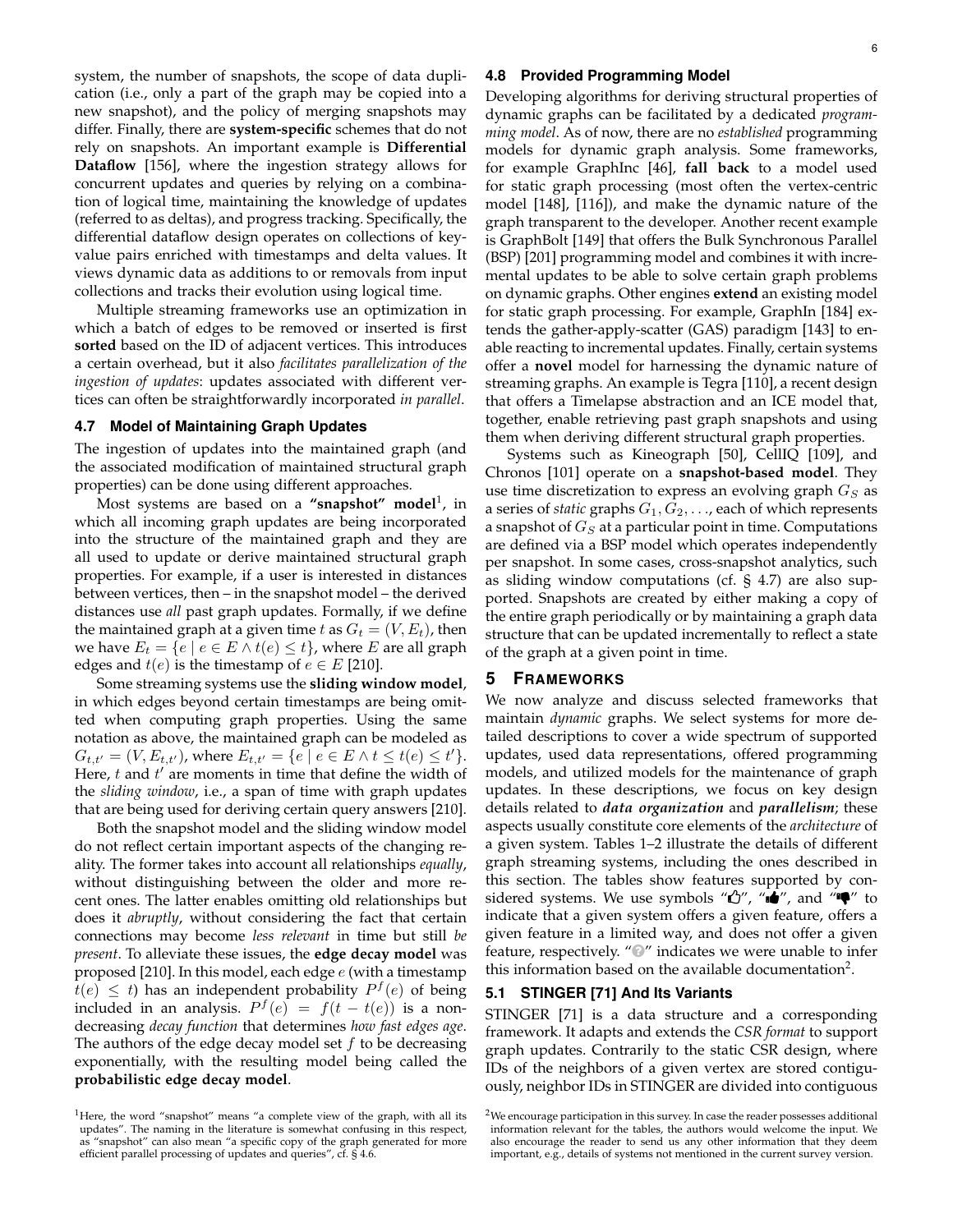system, the number of snapshots, the scope of data duplication (i.e., only a part of the graph may be copied into a new snapshot), and the policy of merging snapshots may differ. Finally, there are **system-specific** schemes that do not rely on snapshots. An important example is **Differential Dataflow** [156], where the ingestion strategy allows for concurrent updates and queries by relying on a combination of logical time, maintaining the knowledge of updates (referred to as deltas), and progress tracking. Specifically, the differential dataflow design operates on collections of key-value pairs enriched with timestamps and delta values. It views dynamic data as additions to or removals from input collections and tracks their evolution using logical time.

Multiple streaming frameworks use an optimization in which a batch of edges to be removed or inserted is first **sorted** based on the ID of adjacent vertices. This introduces a certain overhead, but it also *facilitates parallelization of the ingestion of updates*: updates associated with different vertices can often be straightforwardly incorporated *in parallel*.

### 4.7 Model of Maintaining Graph Updates

The ingestion of updates into the maintained graph (and the associated modification of maintained structural graph properties) can be done using different approaches.

Most systems are based on a **"snapshot" model**[1], in which all incoming graph updates are being incorporated into the structure of the maintained graph and they are all used to update or derive maintained structural graph properties. For example, if a user is interested in distances between vertices, then – in the snapshot model – the derived distances use *all* past graph updates. Formally, if we define the maintained graph at a given time $t$ as $G_t = (V, E_t)$, then we have $E_t = \{e \mid e \in E \wedge t(e) \leq t\}$, where $E$ are all graph edges and $t(e)$ is the timestamp of $e \in E$ [210].

Some streaming systems use the **sliding window model**, in which edges beyond certain timestamps are being omitted when computing graph properties. Using the same notation as above, the maintained graph can be modeled as $G_{t,t'} = (V, E_{t,t'})$, where $E_{t,t'} = \{e \mid e \in E \wedge t \leq t(e) \leq t'\}$. Here, $t$ and $t'$ are moments in time that define the width of the *sliding window*, i.e., a span of time with graph updates that are being used for deriving certain query answers [210].

Both the snapshot model and the sliding window model do not reflect certain important aspects of the changing reality. The former takes into account all relationships *equally*, without distinguishing between the older and more recent ones. The latter enables omitting old relationships but does it *abruptly*, without considering the fact that certain connections may become *less relevant* in time but still *be present*. To alleviate these issues, the **edge decay model** was proposed [210]. In this model, each edge $e$ (with a timestamp $t(e) \leq t$) has an independent probability $P^f(e)$ of being included in an analysis. $P^f(e) = f(t - t(e))$ is a non-decreasing *decay function* that determines *how fast edges age*. The authors of the edge decay model set $f$ to be decreasing exponentially, with the resulting model being called the **probabilistic edge decay model**.

[1] Here, the word "snapshot" means "a complete view of the graph, with all its updates". The naming in the literature is somewhat confusing in this respect, as "snapshot" can also mean "a specific copy of the graph generated for more efficient parallel processing of updates and queries", cf. § 4.6.

### 4.8 Provided Programming Model

Developing algorithms for deriving structural properties of dynamic graphs can be facilitated by a dedicated *programming model*. As of now, there are no *established* programming models for dynamic graph analysis. Some frameworks, for example GraphInc [46], **fall back** to a model used for static graph processing (most often the vertex-centric model [148], [116]), and make the dynamic nature of the graph transparent to the developer. Another recent example is GraphBolt [149] that offers the Bulk Synchronous Parallel (BSP) [201] programming model and combines it with incremental updates to be able to solve certain graph problems on dynamic graphs. Other engines **extend** an existing model for static graph processing. For example, GraphIn [184] extends the gather-apply-scatter (GAS) paradigm [143] to enable reacting to incremental updates. Finally, certain systems offer a **novel** model for harnessing the dynamic nature of streaming graphs. An example is Tegra [110], a recent design that offers a Timelapse abstraction and an ICE model that, together, enable retrieving past graph snapshots and using them when deriving different structural graph properties.

Systems such as Kineograph [50], CellIQ [109], and Chronos [101] operate on a **snapshot-based model**. They use time discretization to express an evolving graph $G_S$ as a series of *static* graphs $G_1, G_2, \ldots$, each of which represents a snapshot of $G_S$ at a particular point in time. Computations are defined via a BSP model which operates independently per snapshot. In some cases, cross-snapshot analytics, such as sliding window computations (cf. § 4.7) are also supported. Snapshots are created by either making a copy of the entire graph periodically or by maintaining a graph data structure that can be updated incrementally to reflect a state of the graph at a given point in time.

## 5 Frameworks

We now analyze and discuss selected frameworks that maintain *dynamic* graphs. We select systems for more detailed descriptions to cover a wide spectrum of supported updates, used data representations, offered programming models, and utilized models for the maintenance of graph updates. In these descriptions, we focus on key design details related to ***data organization*** and ***parallelism***; these aspects usually constitute core elements of the *architecture* of a given system. Tables 1–2 illustrate the details of different graph streaming systems, including the ones described in this section. The tables show features supported by considered systems. We use symbols "👍", "👍", and "👎" to indicate that a given system offers a given feature, offers a given feature in a limited way, and does not offer a given feature, respectively. "?" indicates we were unable to infer this information based on the available documentation[2].

### 5.1 STINGER [71] And Its Variants

STINGER [71] is a data structure and a corresponding framework. It adapts and extends the *CSR format* to support graph updates. Contrarily to the static CSR design, where IDs of the neighbors of a given vertex are stored contiguously, neighbor IDs in STINGER are divided into contiguous

[2] We encourage participation in this survey. In case the reader possesses additional information relevant for the tables, the authors would welcome the input. We also encourage the reader to send us any other information that they deem important, e.g., details of systems not mentioned in the current survey version.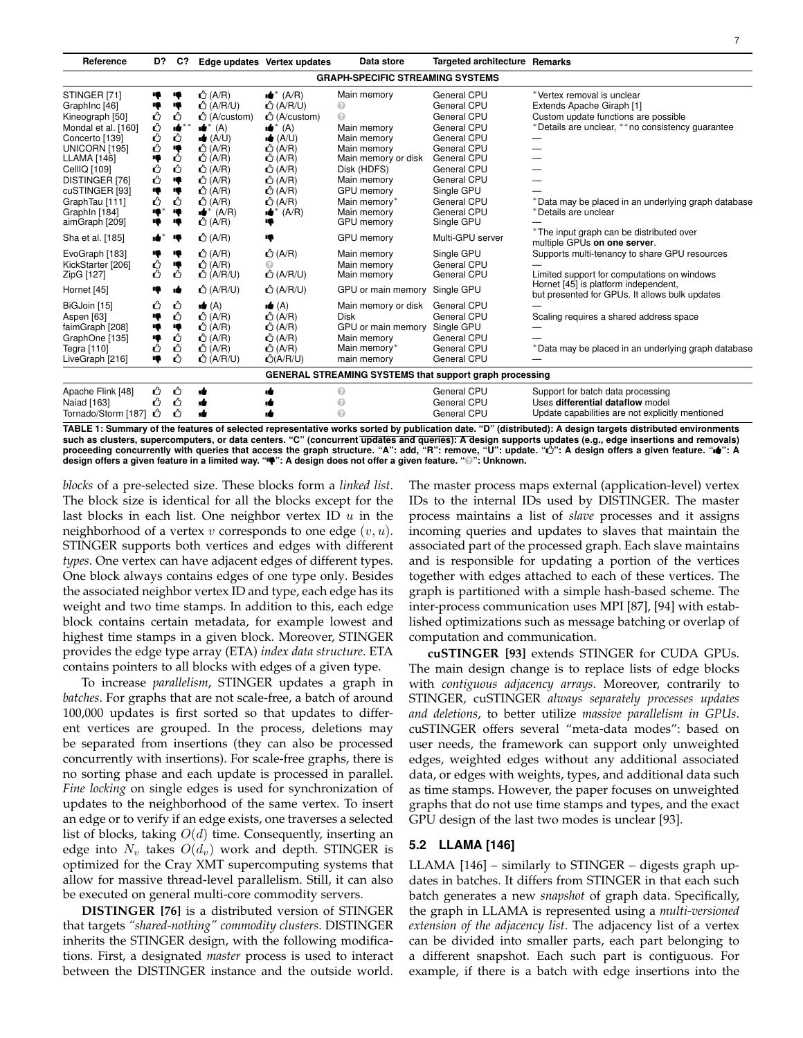| Reference | D? | C? | Edge updates | Vertex updates | Data store | Targeted architecture | Remarks |
|---|---|---|---|---|---|---|---|
| **GRAPH-SPECIFIC STREAMING SYSTEMS** | | | | | | | |
| STINGER [71] | 👎 | 👎 | 👍 (A/R) | 👍* (A/R) | Main memory | General CPU | *Vertex removal is unclear |
| GraphInc [46] | 👎 | 👎 | 👍 (A/R/U) | 👍 (A/R/U) | ? | General CPU | Extends Apache Giraph [1] |
| Kineograph [50] | 👍 | 👍 | 👍 (A/custom) | 👍 (A/custom) | ? | General CPU | Custom update functions are possible |
| Mondal et al. [160] | 👍 | 👍** | 👍* (A) | 👍* (A) | Main memory | General CPU | *Details are unclear, **no consistency guarantee |
| Concerto [139] | 👍 | 👍 | 👍 (A/U) | 👍 (A/U) | Main memory | General CPU | — |
| UNICORN [195] | 👍 | 👎 | 👍 (A/R) | 👍 (A/R) | Main memory | General CPU | — |
| LLAMA [146] | 👎 | 👍 | 👍 (A/R) | 👍 (A/R) | Main memory or disk | General CPU | — |
| CellIQ [109] | 👍 | 👍 | 👍 (A/R) | 👍 (A/R) | Disk (HDFS) | General CPU | — |
| DISTINGER [76] | 👍 | 👎 | 👍 (A/R) | 👍 (A/R) | Main memory | General CPU | — |
| cuSTINGER [93] | 👎 | 👎 | 👍 (A/R) | 👍 (A/R) | GPU memory | Single GPU | — |
| GraphTau [111] | 👍 | 👍 | 👍 (A/R) | 👍 (A/R) | Main memory* | General CPU | *Data may be placed in an underlying graph database |
| GraphIn [184] | 👎* | 👎 | 👍* (A/R) | 👍* (A/R) | Main memory | General CPU | *Details are unclear |
| aimGraph [209] | 👎 | 👎 | 👍 (A/R) | 👎 | GPU memory | Single GPU | — |
| Sha et al. [185] | 👍* | 👎 | 👍 (A/R) | 👎 | GPU memory | Multi-GPU server | *The input graph can be distributed over multiple GPUs **on one server**. |
| EvoGraph [183] | 👎 | 👎 | 👍 (A/R) | 👍 (A/R) | Main memory | Single GPU | Supports multi-tenancy to share GPU resources |
| KickStarter [206] | 👍 | 👎 | 👍 (A/R) | ? | Main memory | General CPU | — |
| ZipG [127] | 👍 | 👍 | 👍 (A/R/U) | 👍 (A/R/U) | Main memory | General CPU | Limited support for computations on windows |
| Hornet [45] | 👎 | 👍 | 👍 (A/R/U) | 👍 (A/R/U) | GPU or main memory | Single GPU | Hornet [45] is platform independent, but presented for GPUs. It allows bulk updates |
| BiGJoin [15] | 👍 | 👍 | 👍 (A) | 👍 (A) | Main memory or disk | General CPU | — |
| Aspen [63] | 👎 | 👍 | 👍 (A/R) | 👍 (A/R) | Disk | General CPU | Scaling requires a shared address space |
| faimGraph [208] | 👎 | 👎 | 👍 (A/R) | 👍 (A/R) | GPU or main memory | Single GPU | — |
| GraphOne [135] | 👎 | 👍 | 👍 (A/R) | 👍 (A/R) | Main memory | General CPU | — |
| Tegra [110] | 👍 | 👍 | 👍 (A/R) | 👍 (A/R) | Main memory* | General CPU | *Data may be placed in an underlying graph database |
| LiveGraph [216] | 👎 | 👍 | 👍 (A/R/U) | 👍 (A/R/U) | main memory | General CPU | — |
| **GENERAL STREAMING SYSTEMS that support graph processing** | | | | | | | |
| Apache Flink [48] | 👍 | 👍 | 👍 | 👍 | ? | General CPU | Support for batch data processing |
| Naiad [163] | 👍 | 👍 | 👍 | 👍 | ? | General CPU | Uses **differential dataflow** model |
| Tornado/Storm [187] | 👍 | 👍 | 👍 | 👍 | ? | General CPU | Update capabilities are not explicitly mentioned |

**TABLE 1: Summary of the features of selected representative works sorted by publication date. "D" (distributed): A design targets distributed environments such as clusters, supercomputers, or data centers. "C" (concurrent updates and queries): A design supports updates (e.g., edge insertions and removals) proceeding concurrently with queries that access the graph structure. "A": add, "R": remove, "U": update. "👍": A design offers a given feature. "👍": A design offers a given feature in a limited way. "👎": A design does not offer a given feature. "?": Unknown.**

*blocks* of a pre-selected size. These blocks form a *linked list*. The block size is identical for all the blocks except for the last blocks in each list. One neighbor vertex ID $u$ in the neighborhood of a vertex $v$ corresponds to one edge $(v, u)$. STINGER supports both vertices and edges with different *types*. One vertex can have adjacent edges of different types. One block always contains edges of one type only. Besides the associated neighbor vertex ID and type, each edge has its weight and two time stamps. In addition to this, each edge block contains certain metadata, for example lowest and highest time stamps in a given block. Moreover, STINGER provides the edge type array (ETA) *index data structure*. ETA contains pointers to all blocks with edges of a given type.

To increase *parallelism*, STINGER updates a graph in *batches*. For graphs that are not scale-free, a batch of around 100,000 updates is first sorted so that updates to different vertices are grouped. In the process, deletions may be separated from insertions (they can also be processed concurrently with insertions). For scale-free graphs, there is no sorting phase and each update is processed in parallel. *Fine locking* on single edges is used for synchronization of updates to the neighborhood of the same vertex. To insert an edge or to verify if an edge exists, one traverses a selected list of blocks, taking $O(d)$ time. Consequently, inserting an edge into $N_v$ takes $O(d_v)$ work and depth. STINGER is optimized for the Cray XMT supercomputing systems that allow for massive thread-level parallelism. Still, it can also be executed on general multi-core commodity servers.

**DISTINGER [76]** is a distributed version of STINGER that targets *"shared-nothing" commodity clusters*. DISTINGER inherits the STINGER design, with the following modifications. First, a designated *master* process is used to interact between the DISTINGER instance and the outside world. The master process maps external (application-level) vertex IDs to the internal IDs used by DISTINGER. The master process maintains a list of *slave* processes and it assigns incoming queries and updates to slaves that maintain the associated part of the processed graph. Each slave maintains and is responsible for updating a portion of the vertices together with edges attached to each of these vertices. The graph is partitioned with a simple hash-based scheme. The inter-process communication uses MPI [87], [94] with established optimizations such as message batching or overlap of computation and communication.

**cuSTINGER [93]** extends STINGER for CUDA GPUs. The main design change is to replace lists of edge blocks with *contiguous adjacency arrays*. Moreover, contrarily to STINGER, cuSTINGER *always separately processes updates and deletions*, to better utilize *massive parallelism in GPUs*. cuSTINGER offers several "meta-data modes": based on user needs, the framework can support only unweighted edges, weighted edges without any additional associated data, or edges with weights, types, and additional data such as time stamps. However, the paper focuses on unweighted graphs that do not use time stamps and types, and the exact GPU design of the last two modes is unclear [93].

### 5.2 LLAMA [146]

LLAMA [146] – similarly to STINGER – digests graph updates in batches. It differs from STINGER in that each such batch generates a new *snapshot* of graph data. Specifically, the graph in LLAMA is represented using a *multi-versioned extension of the adjacency list*. The adjacency list of a vertex can be divided into smaller parts, each belonging to a different snapshot. Each such part is contiguous. For example, if there is a batch with edge insertions into the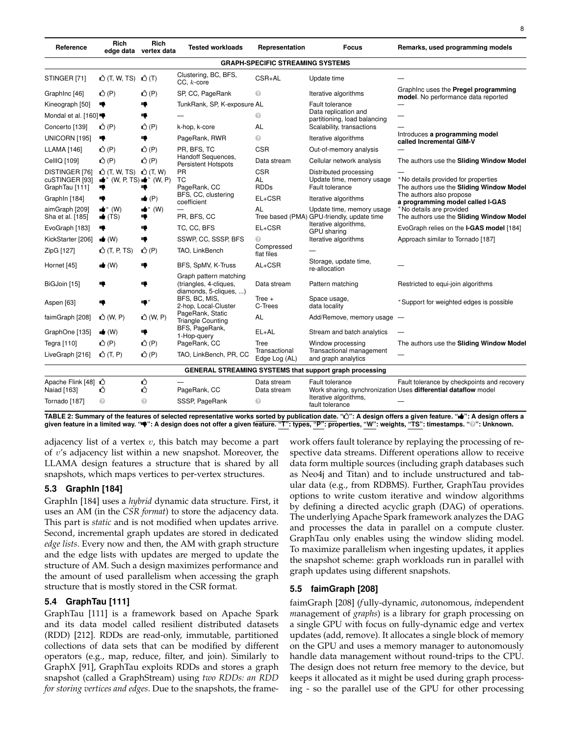| Reference | Rich edge data | Rich vertex data | Tested workloads | Representation | Focus | Remarks, used programming models |
|---|---|---|---|---|---|---|
| **GRAPH-SPECIFIC STREAMING SYSTEMS** | | | | | | |
| STINGER [71] | 👍 (T, W, TS) | 👍 (T) | Clustering, BC, BFS, CC, $k$-core | CSR+AL | Update time | — |
| GraphInc [46] | 👍 (P) | 👍 (P) | SP, CC, PageRank | ❓ | Iterative algorithms | GraphInc uses the **Pregel programming model**. No performance data reported |
| Kineograph [50] | 👎 | 👎 | TunkRank, SP, K-exposure | AL | Fault tolerance | — |
| Mondal et al. [160] | 👎 | 👎 | — | ❓ | Data replication and partitioning, load balancing | — |
| Concerto [139] | 👍 (P) | 👍 (P) | k-hop, k-core | AL | Scalability, transactions | — |
| UNICORN [195] | 👎 | 👎 | PageRank, RWR | ❓ | Iterative algorithms | Introduces **a programming model called Incremental GIM-V** |
| LLAMA [146] | 👍 (P) | 👍 (P) | PR, BFS, TC | CSR | Out-of-memory analysis | — |
| CellIQ [109] | 👍 (P) | 👍 (P) | Handoff Sequences, Persistent Hotspots | Data stream | Cellular network analysis | The authors use the **Sliding Window Model** |
| DISTINGER [76] | 👍 (T, W, TS) | 👍 (T, W) | PR | CSR | Distributed processing | — |
| cuSTINGER [93] | 👍* (W, P, TS) | 👍* (W, P) | TC | AL | Update time, memory usage | *No details provided for properties |
| GraphTau [111] | 👎 | 👎 | PageRank, CC | RDDs | Fault tolerance | The authors use the **Sliding Window Model** |
| GraphIn [184] | 👎 | 👍 (P) | BFS, CC, clustering coefficient | EL+CSR | Iterative algorithms | The authors also propose **a programming model called I-GAS** |
| aimGraph [209] | 👍* (W) | 👍* (W) | — | AL | Update time, memory usage | *No details are provided |
| Sha et al. [185] | 👍 (TS) | 👎 | PR, BFS, CC | Tree based (PMA) | GPU-friendly, update time | The authors use the **Sliding Window Model** |
| EvoGraph [183] | 👎 | 👎 | TC, CC, BFS | EL+CSR | Iterative algorithms, GPU sharing | EvoGraph relies on the **I-GAS model** [184] |
| KickStarter [206] | 👍 (W) | 👎 | SSWP, CC, SSSP, BFS | ❓ | Iterative algorithms | Approach similar to Tornado [187] |
| ZipG [127] | 👍 (T, P, TS) | 👍 (P) | TAO, LinkBench | Compressed flat files | — | |
| Hornet [45] | 👍 (W) | 👎 | BFS, SpMV, K-Truss | AL+CSR | Storage, update time, re-allocation | — |
| BiGJoin [15] | 👎 | 👎 | Graph pattern matching (triangles, 4-cliques, diamonds, 5-cliques, ...) | Data stream | Pattern matching | Restricted to equi-join algorithms |
| Aspen [63] | 👎 | 👎* | BFS, BC, MIS, 2-hop, Local-Cluster | Tree + C-Trees | Space usage, data locality | *Support for weighted edges is possible |
| faimGraph [208] | 👍 (W, P) | 👍 (W, P) | PageRank, Static Triangle Counting | AL | Add/Remove, memory usage | — |
| GraphOne [135] | 👍 (W) | 👎 | BFS, PageRank, 1-Hop-query | EL+AL | Stream and batch analytics | — |
| Tegra [110] | 👍 (P) | 👍 (P) | PageRank, CC | Tree | Window processing | The authors use the **Sliding Window Model** |
| LiveGraph [216] | 👍 (T, P) | 👍 (P) | TAO, LinkBench, PR, CC | Transactional Edge Log (AL) | Transactional management and graph analytics | — |
| **GENERAL STREAMING SYSTEMS that support graph processing** | | | | | | |
| Apache Flink [48] | 👍 | 👍 | — | Data stream | Fault tolerance | Fault tolerance by checkpoints and recovery |
| Naiad [163] | 👍 | 👍 | PageRank, CC | Data stream | Work sharing, synchronization | Uses **differential dataflow** model |
| Tornado [187] | ❓ | ❓ | SSSP, PageRank | ❓ | Iterative algorithms, fault tolerance | — |

**TABLE 2: Summary of the features of selected representative works sorted by publication date. "👍": A design offers a given feature. "👍": A design offers a given feature in a limited way. "👎": A design does not offer a given feature. "T": types, "P": properties, "W": weights, "TS": timestamps. "❓": Unknown.**

adjacency list of a vertex $v$, this batch may become a part of $v$'s adjacency list within a new snapshot. Moreover, the LLAMA design features a structure that is shared by all snapshots, which maps vertices to per-vertex structures.

### 5.3 GraphIn [184]

GraphIn [184] uses a *hybrid* dynamic data structure. First, it uses an AM (in the *CSR format*) to store the adjacency data. This part is *static* and is not modified when updates arrive. Second, incremental graph updates are stored in dedicated *edge lists*. Every now and then, the AM with graph structure and the edge lists with updates are merged to update the structure of AM. Such a design maximizes performance and the amount of used parallelism when accessing the graph structure that is mostly stored in the CSR format.

### 5.4 GraphTau [111]

GraphTau [111] is a framework based on Apache Spark and its data model called resilient distributed datasets (RDD) [212]. RDDs are read-only, immutable, partitioned collections of data sets that can be modified by different operators (e.g., map, reduce, filter, and join). Similarly to GraphX [91], GraphTau exploits RDDs and stores a graph snapshot (called a GraphStream) using *two RDDs: an RDD for storing vertices and edges*. Due to the snapshots, the framework offers fault tolerance by replaying the processing of respective data streams. Different operations allow to receive data form multiple sources (including graph databases such as Neo4j and Titan) and to include unstructured and tabular data (e.g., from RDBMS). Further, GraphTau provides options to write custom iterative and window algorithms by defining a directed acyclic graph (DAG) of operations. The underlying Apache Spark framework analyzes the DAG and processes the data in parallel on a compute cluster. GraphTau only enables using the window sliding model. To maximize parallelism when ingesting updates, it applies the snapshot scheme: graph workloads run in parallel with graph updates using different snapshots.

### 5.5 faimGraph [208]

faimGraph [208] (*f*ully-dynamic, *a*utonomous, *i*ndependent *m*anagement of *graphs*) is a library for graph processing on a single GPU with focus on fully-dynamic edge and vertex updates (add, remove). It allocates a single block of memory on the GPU and uses a memory manager to autonomously handle data management without round-trips to the CPU. The design does not return free memory to the device, but keeps it allocated as it might be used during graph processing - so the parallel use of the GPU for other processing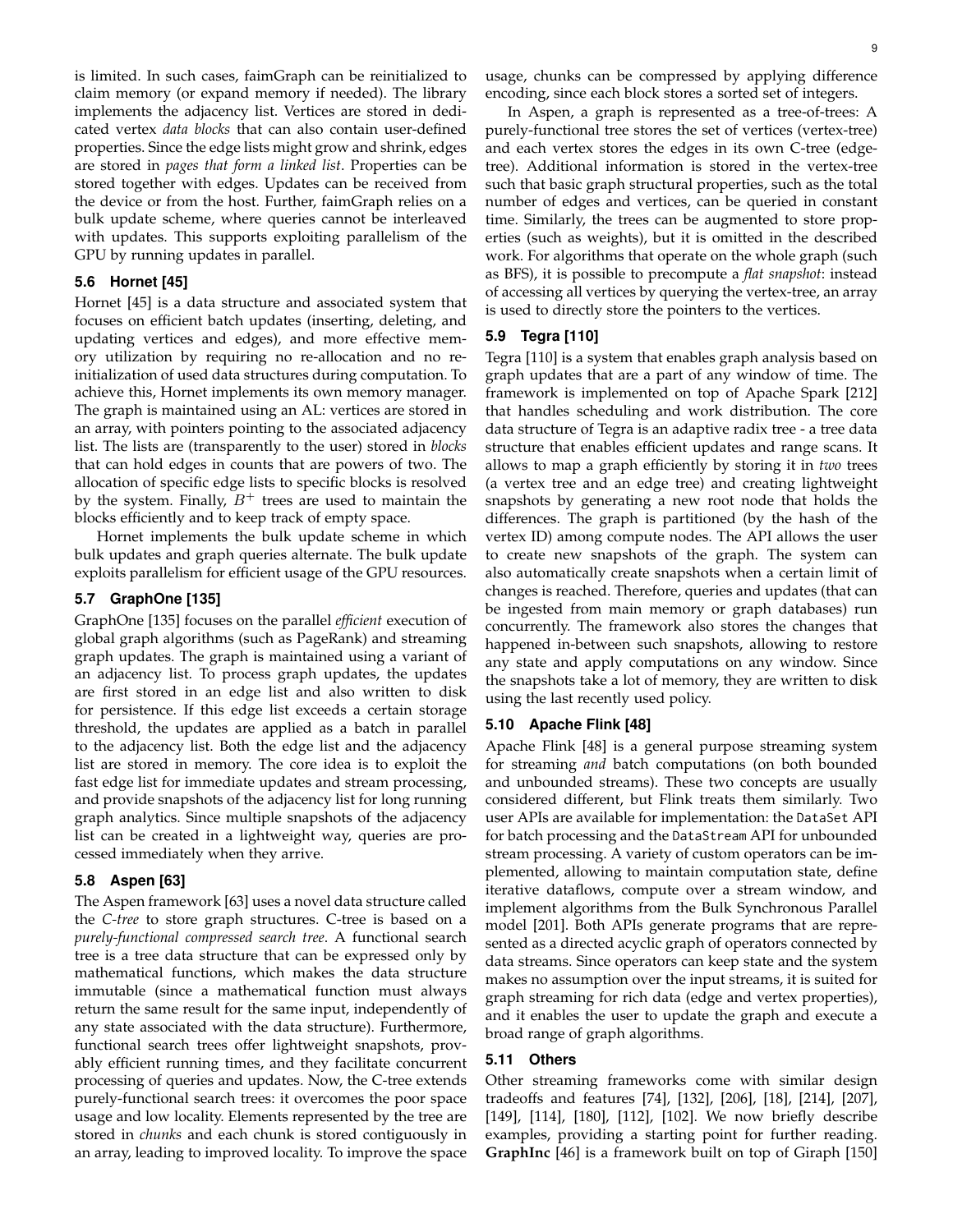is limited. In such cases, faimGraph can be reinitialized to claim memory (or expand memory if needed). The library implements the adjacency list. Vertices are stored in dedicated vertex *data blocks* that can also contain user-defined properties. Since the edge lists might grow and shrink, edges are stored in *pages that form a linked list*. Properties can be stored together with edges. Updates can be received from the device or from the host. Further, faimGraph relies on a bulk update scheme, where queries cannot be interleaved with updates. This supports exploiting parallelism of the GPU by running updates in parallel.

### 5.6 Hornet [45]

Hornet [45] is a data structure and associated system that focuses on efficient batch updates (inserting, deleting, and updating vertices and edges), and more effective memory utilization by requiring no re-allocation and no re-initialization of used data structures during computation. To achieve this, Hornet implements its own memory manager. The graph is maintained using an AL: vertices are stored in an array, with pointers pointing to the associated adjacency list. The lists are (transparently to the user) stored in *blocks* that can hold edges in counts that are powers of two. The allocation of specific edge lists to specific blocks is resolved by the system. Finally, $B^+$ trees are used to maintain the blocks efficiently and to keep track of empty space.

Hornet implements the bulk update scheme in which bulk updates and graph queries alternate. The bulk update exploits parallelism for efficient usage of the GPU resources.

### 5.7 GraphOne [135]

GraphOne [135] focuses on the parallel *efficient* execution of global graph algorithms (such as PageRank) and streaming graph updates. The graph is maintained using a variant of an adjacency list. To process graph updates, the updates are first stored in an edge list and also written to disk for persistence. If this edge list exceeds a certain storage threshold, the updates are applied as a batch in parallel to the adjacency list. Both the edge list and the adjacency list are stored in memory. The core idea is to exploit the fast edge list for immediate updates and stream processing, and provide snapshots of the adjacency list for long running graph analytics. Since multiple snapshots of the adjacency list can be created in a lightweight way, queries are processed immediately when they arrive.

### 5.8 Aspen [63]

The Aspen framework [63] uses a novel data structure called the *C-tree* to store graph structures. C-tree is based on a *purely-functional compressed search tree*. A functional search tree is a tree data structure that can be expressed only by mathematical functions, which makes the data structure immutable (since a mathematical function must always return the same result for the same input, independently of any state associated with the data structure). Furthermore, functional search trees offer lightweight snapshots, provably efficient running times, and they facilitate concurrent processing of queries and updates. Now, the C-tree extends purely-functional search trees: it overcomes the poor space usage and low locality. Elements represented by the tree are stored in *chunks* and each chunk is stored contiguously in an array, leading to improved locality. To improve the space usage, chunks can be compressed by applying difference encoding, since each block stores a sorted set of integers.

In Aspen, a graph is represented as a tree-of-trees: A purely-functional tree stores the set of vertices (vertex-tree) and each vertex stores the edges in its own C-tree (edge-tree). Additional information is stored in the vertex-tree such that basic graph structural properties, such as the total number of edges and vertices, can be queried in constant time. Similarly, the trees can be augmented to store properties (such as weights), but it is omitted in the described work. For algorithms that operate on the whole graph (such as BFS), it is possible to precompute a *flat snapshot*: instead of accessing all vertices by querying the vertex-tree, an array is used to directly store the pointers to the vertices.

### 5.9 Tegra [110]

Tegra [110] is a system that enables graph analysis based on graph updates that are a part of any window of time. The framework is implemented on top of Apache Spark [212] that handles scheduling and work distribution. The core data structure of Tegra is an adaptive radix tree - a tree data structure that enables efficient updates and range scans. It allows to map a graph efficiently by storing it in *two* trees (a vertex tree and an edge tree) and creating lightweight snapshots by generating a new root node that holds the differences. The graph is partitioned (by the hash of the vertex ID) among compute nodes. The API allows the user to create new snapshots of the graph. The system can also automatically create snapshots when a certain limit of changes is reached. Therefore, queries and updates (that can be ingested from main memory or graph databases) run concurrently. The framework also stores the changes that happened in-between such snapshots, allowing to restore any state and apply computations on any window. Since the snapshots take a lot of memory, they are written to disk using the last recently used policy.

### 5.10 Apache Flink [48]

Apache Flink [48] is a general purpose streaming system for streaming *and* batch computations (on both bounded and unbounded streams). These two concepts are usually considered different, but Flink treats them similarly. Two user APIs are available for implementation: the `DataSet` API for batch processing and the `DataStream` API for unbounded stream processing. A variety of custom operators can be implemented, allowing to maintain computation state, define iterative dataflows, compute over a stream window, and implement algorithms from the Bulk Synchronous Parallel model [201]. Both APIs generate programs that are represented as a directed acyclic graph of operators connected by data streams. Since operators can keep state and the system makes no assumption over the input streams, it is suited for graph streaming for rich data (edge and vertex properties), and it enables the user to update the graph and execute a broad range of graph algorithms.

### 5.11 Others

Other streaming frameworks come with similar design tradeoffs and features [74], [132], [206], [18], [214], [207], [149], [114], [180], [112], [102]. We now briefly describe examples, providing a starting point for further reading. **GraphInc** [46] is a framework built on top of Giraph [150]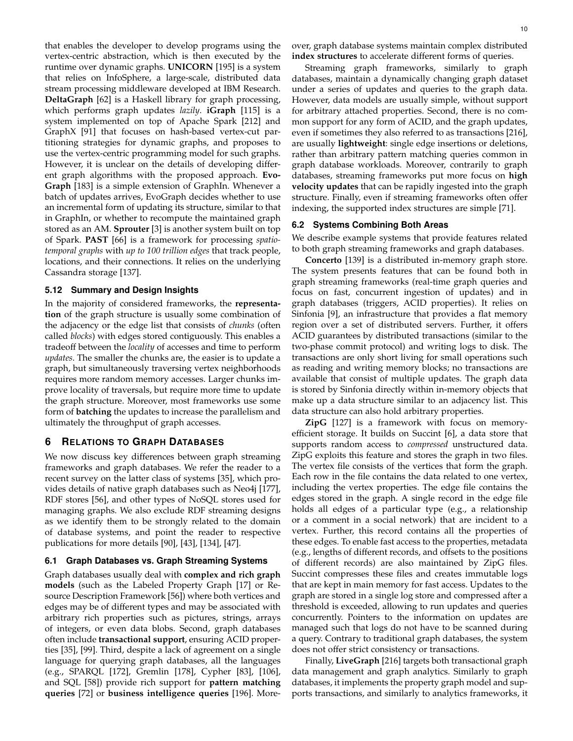that enables the developer to develop programs using the vertex-centric abstraction, which is then executed by the runtime over dynamic graphs. **UNICORN** [195] is a system that relies on InfoSphere, a large-scale, distributed data stream processing middleware developed at IBM Research. **DeltaGraph** [62] is a Haskell library for graph processing, which performs graph updates *lazily*. **iGraph** [115] is a system implemented on top of Apache Spark [212] and GraphX [91] that focuses on hash-based vertex-cut partitioning strategies for dynamic graphs, and proposes to use the vertex-centric programming model for such graphs. However, it is unclear on the details of developing different graph algorithms with the proposed approach. **EvoGraph** [183] is a simple extension of GraphIn. Whenever a batch of updates arrives, EvoGraph decides whether to use an incremental form of updating its structure, similar to that in GraphIn, or whether to recompute the maintained graph stored as an AM. **Sprouter** [3] is another system built on top of Spark. **PAST** [66] is a framework for processing *spatio-temporal graphs* with *up to 100 trillion edges* that track people, locations, and their connections. It relies on the underlying Cassandra storage [137].

### 5.12 Summary and Design Insights

In the majority of considered frameworks, the **representation** of the graph structure is usually some combination of the adjacency or the edge list that consists of *chunks* (often called *blocks*) with edges stored contiguously. This enables a tradeoff between the *locality* of accesses and time to perform *updates*. The smaller the chunks are, the easier is to update a graph, but simultaneously traversing vertex neighborhoods requires more random memory accesses. Larger chunks improve locality of traversals, but require more time to update the graph structure. Moreover, most frameworks use some form of **batching** the updates to increase the parallelism and ultimately the throughput of graph accesses.

## 6 Relations to Graph Databases

We now discuss key differences between graph streaming frameworks and graph databases. We refer the reader to a recent survey on the latter class of systems [35], which provides details of native graph databases such as Neo4j [177], RDF stores [56], and other types of NoSQL stores used for managing graphs. We also exclude RDF streaming designs as we identify them to be strongly related to the domain of database systems, and point the reader to respective publications for more details [90], [43], [134], [47].

### 6.1 Graph Databases vs. Graph Streaming Systems

Graph databases usually deal with **complex and rich graph models** (such as the Labeled Property Graph [17] or Resource Description Framework [56]) where both vertices and edges may be of different types and may be associated with arbitrary rich properties such as pictures, strings, arrays of integers, or even data blobs. Second, graph databases often include **transactional support**, ensuring ACID properties [35], [99]. Third, despite a lack of agreement on a single language for querying graph databases, all the languages (e.g., SPARQL [172], Gremlin [178], Cypher [83], [106], and SQL [58]) provide rich support for **pattern matching queries** [72] or **business intelligence queries** [196]. Moreover, graph database systems maintain complex distributed **index structures** to accelerate different forms of queries.

Streaming graph frameworks, similarly to graph databases, maintain a dynamically changing graph dataset under a series of updates and queries to the graph data. However, data models are usually simple, without support for arbitrary attached properties. Second, there is no common support for any form of ACID, and the graph updates, even if sometimes they also referred to as transactions [216], are usually **lightweight**: single edge insertions or deletions, rather than arbitrary pattern matching queries common in graph database workloads. Moreover, contrarily to graph databases, streaming frameworks put more focus on **high velocity updates** that can be rapidly ingested into the graph structure. Finally, even if streaming frameworks often offer indexing, the supported index structures are simple [71].

### 6.2 Systems Combining Both Areas

We describe example systems that provide features related to both graph streaming frameworks and graph databases.

**Concerto** [139] is a distributed in-memory graph store. The system presents features that can be found both in graph streaming frameworks (real-time graph queries and focus on fast, concurrent ingestion of updates) and in graph databases (triggers, ACID properties). It relies on Sinfonia [9], an infrastructure that provides a flat memory region over a set of distributed servers. Further, it offers ACID guarantees by distributed transactions (similar to the two-phase commit protocol) and writing logs to disk. The transactions are only short living for small operations such as reading and writing memory blocks; no transactions are available that consist of multiple updates. The graph data is stored by Sinfonia directly within in-memory objects that make up a data structure similar to an adjacency list. This data structure can also hold arbitrary properties.

**ZipG** [127] is a framework with focus on memory-efficient storage. It builds on Succint [6], a data store that supports random access to *compressed* unstructured data. ZipG exploits this feature and stores the graph in two files. The vertex file consists of the vertices that form the graph. Each row in the file contains the data related to one vertex, including the vertex properties. The edge file contains the edges stored in the graph. A single record in the edge file holds all edges of a particular type (e.g., a relationship or a comment in a social network) that are incident to a vertex. Further, this record contains all the properties of these edges. To enable fast access to the properties, metadata (e.g., lengths of different records, and offsets to the positions of different records) are also maintained by ZipG files. Succint compresses these files and creates immutable logs that are kept in main memory for fast access. Updates to the graph are stored in a single log store and compressed after a threshold is exceeded, allowing to run updates and queries concurrently. Pointers to the information on updates are managed such that logs do not have to be scanned during a query. Contrary to traditional graph databases, the system does not offer strict consistency or transactions.

Finally, **LiveGraph** [216] targets both transactional graph data management and graph analytics. Similarly to graph databases, it implements the property graph model and supports transactions, and similarly to analytics frameworks, it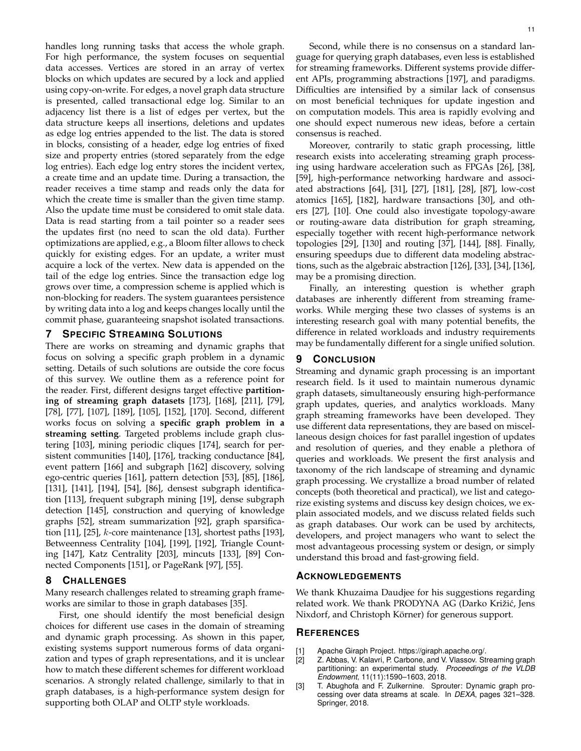handles long running tasks that access the whole graph. For high performance, the system focuses on sequential data accesses. Vertices are stored in an array of vertex blocks on which updates are secured by a lock and applied using copy-on-write. For edges, a novel graph data structure is presented, called transactional edge log. Similar to an adjacency list there is a list of edges per vertex, but the data structure keeps all insertions, deletions and updates as edge log entries appended to the list. The data is stored in blocks, consisting of a header, edge log entries of fixed size and property entries (stored separately from the edge log entries). Each edge log entry stores the incident vertex, a create time and an update time. During a transaction, the reader receives a time stamp and reads only the data for which the create time is smaller than the given time stamp. Also the update time must be considered to omit stale data. Data is read starting from a tail pointer so a reader sees the updates first (no need to scan the old data). Further optimizations are applied, e.g., a Bloom filter allows to check quickly for existing edges. For an update, a writer must acquire a lock of the vertex. New data is appended on the tail of the edge log entries. Since the transaction edge log grows over time, a compression scheme is applied which is non-blocking for readers. The system guarantees persistence by writing data into a log and keeps changes locally until the commit phase, guaranteeing snapshot isolated transactions.

## 7 Specific Streaming Solutions

There are works on streaming and dynamic graphs that focus on solving a specific graph problem in a dynamic setting. Details of such solutions are outside the core focus of this survey. We outline them as a reference point for the reader. First, different designs target effective **partitioning of streaming graph datasets** [173], [168], [211], [79], [78], [77], [107], [189], [105], [152], [170]. Second, different works focus on solving a **specific graph problem in a streaming setting**. Targeted problems include graph clustering [103], mining periodic cliques [174], search for persistent communities [140], [176], tracking conductance [84], event pattern [166] and subgraph [162] discovery, solving ego-centric queries [161], pattern detection [53], [85], [186], [131], [141], [194], [54], [86], densest subgraph identification [113], frequent subgraph mining [19], dense subgraph detection [145], construction and querying of knowledge graphs [52], stream summarization [92], graph sparsification [11], [25], $k$-core maintenance [13], shortest paths [193], Betweenness Centrality [104], [199], [192], Triangle Counting [147], Katz Centrality [203], mincuts [133], [89] Connected Components [151], or PageRank [97], [55].

## 8 Challenges

Many research challenges related to streaming graph frameworks are similar to those in graph databases [35].

First, one should identify the most beneficial design choices for different use cases in the domain of streaming and dynamic graph processing. As shown in this paper, existing systems support numerous forms of data organization and types of graph representations, and it is unclear how to match these different schemes for different workload scenarios. A strongly related challenge, similarly to that in graph databases, is a high-performance system design for supporting both OLAP and OLTP style workloads.

Second, while there is no consensus on a standard language for querying graph databases, even less is established for streaming frameworks. Different systems provide different APIs, programming abstractions [197], and paradigms. Difficulties are intensified by a similar lack of consensus on most beneficial techniques for update ingestion and on computation models. This area is rapidly evolving and one should expect numerous new ideas, before a certain consensus is reached.

Moreover, contrarily to static graph processing, little research exists into accelerating streaming graph processing using hardware acceleration such as FPGAs [26], [38], [59], high-performance networking hardware and associated abstractions [64], [31], [27], [181], [28], [87], low-cost atomics [165], [182], hardware transactions [30], and others [27], [10]. One could also investigate topology-aware or routing-aware data distribution for graph streaming, especially together with recent high-performance network topologies [29], [130] and routing [37], [144], [88]. Finally, ensuring speedups due to different data modeling abstractions, such as the algebraic abstraction [126], [33], [34], [136], may be a promising direction.

Finally, an interesting question is whether graph databases are inherently different from streaming frameworks. While merging these two classes of systems is an interesting research goal with many potential benefits, the difference in related workloads and industry requirements may be fundamentally different for a single unified solution.

## 9 Conclusion

Streaming and dynamic graph processing is an important research field. Is it used to maintain numerous dynamic graph datasets, simultaneously ensuring high-performance graph updates, queries, and analytics workloads. Many graph streaming frameworks have been developed. They use different data representations, they are based on miscellaneous design choices for fast parallel ingestion of updates and resolution of queries, and they enable a plethora of queries and workloads. We present the first analysis and taxonomy of the rich landscape of streaming and dynamic graph processing. We crystallize a broad number of related concepts (both theoretical and practical), we list and categorize existing systems and discuss key design choices, we explain associated models, and we discuss related fields such as graph databases. Our work can be used by architects, developers, and project managers who want to select the most advantageous processing system or design, or simply understand this broad and fast-growing field.

## Acknowledgements

We thank Khuzaima Daudjee for his suggestions regarding related work. We thank PRODYNA AG (Darko Križić, Jens Nixdorf, and Christoph Körner) for generous support.

## References

[1] Apache Giraph Project. https://giraph.apache.org/.

[2] Z. Abbas, V. Kalavri, P. Carbone, and V. Vlassov. Streaming graph partitioning: an experimental study. *Proceedings of the VLDB Endowment*, 11(11):1590–1603, 2018.

[3] T. Abughofa and F. Zulkernine. Sprouter: Dynamic graph processing over data streams at scale. In *DEXA*, pages 321–328. Springer, 2018.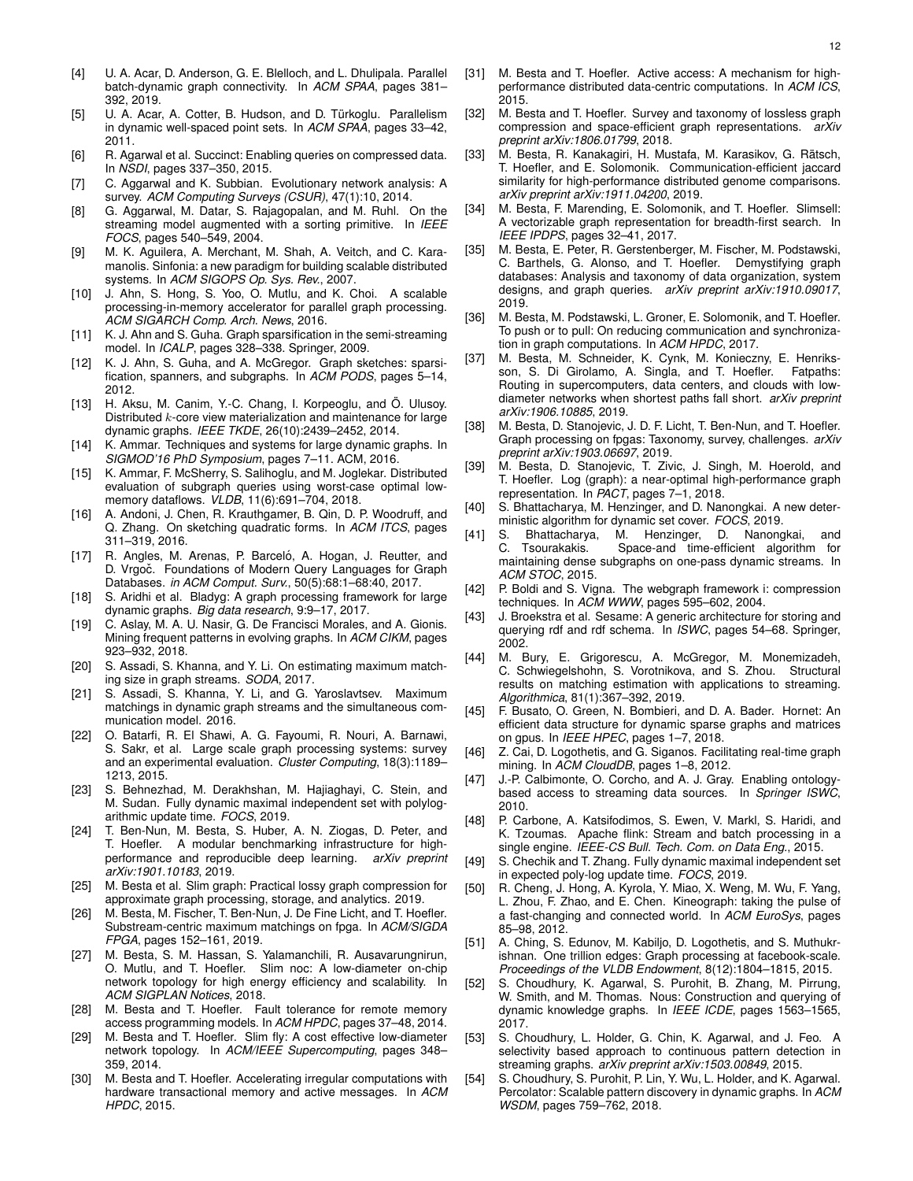[4] U. A. Acar, D. Anderson, G. E. Blelloch, and L. Dhulipala. Parallel batch-dynamic graph connectivity. In *ACM SPAA*, pages 381–392, 2019.

[5] U. A. Acar, A. Cotter, B. Hudson, and D. Türkoglu. Parallelism in dynamic well-spaced point sets. In *ACM SPAA*, pages 33–42, 2011.

[6] R. Agarwal et al. Succinct: Enabling queries on compressed data. In *NSDI*, pages 337–350, 2015.

[7] C. Aggarwal and K. Subbian. Evolutionary network analysis: A survey. *ACM Computing Surveys (CSUR)*, 47(1):10, 2014.

[8] G. Aggarwal, M. Datar, S. Rajagopalan, and M. Ruhl. On the streaming model augmented with a sorting primitive. In *IEEE FOCS*, pages 540–549, 2004.

[9] M. K. Aguilera, A. Merchant, M. Shah, A. Veitch, and C. Karamanolis. Sinfonia: a new paradigm for building scalable distributed systems. In *ACM SIGOPS Op. Sys. Rev.*, 2007.

[10] J. Ahn, S. Hong, S. Yoo, O. Mutlu, and K. Choi. A scalable processing-in-memory accelerator for parallel graph processing. *ACM SIGARCH Comp. Arch. News*, 2016.

[11] K. J. Ahn and S. Guha. Graph sparsification in the semi-streaming model. In *ICALP*, pages 328–338. Springer, 2009.

[12] K. J. Ahn, S. Guha, and A. McGregor. Graph sketches: sparsification, spanners, and subgraphs. In *ACM PODS*, pages 5–14, 2012.

[13] H. Aksu, M. Canim, Y.-C. Chang, I. Korpeoglu, and Ö. Ulusoy. Distributed $k$-core view materialization and maintenance for large dynamic graphs. *IEEE TKDE*, 26(10):2439–2452, 2014.

[14] K. Ammar. Techniques and systems for large dynamic graphs. In *SIGMOD'16 PhD Symposium*, pages 7–11. ACM, 2016.

[15] K. Ammar, F. McSherry, S. Salihoglu, and M. Joglekar. Distributed evaluation of subgraph queries using worst-case optimal low-memory dataflows. *VLDB*, 11(6):691–704, 2018.

[16] A. Andoni, J. Chen, R. Krauthgamer, B. Qin, D. P. Woodruff, and Q. Zhang. On sketching quadratic forms. In *ACM ITCS*, pages 311–319, 2016.

[17] R. Angles, M. Arenas, P. Barceló, A. Hogan, J. Reutter, and D. Vrgoč. Foundations of Modern Query Languages for Graph Databases. *in ACM Comput. Surv.*, 50(5):68:1–68:40, 2017.

[18] S. Aridhi et al. Bladyg: A graph processing framework for large dynamic graphs. *Big data research*, 9:9–17, 2017.

[19] C. Aslay, M. A. U. Nasir, G. De Francisci Morales, and A. Gionis. Mining frequent patterns in evolving graphs. In *ACM CIKM*, pages 923–932, 2018.

[20] S. Assadi, S. Khanna, and Y. Li. On estimating maximum matching size in graph streams. *SODA*, 2017.

[21] S. Assadi, S. Khanna, Y. Li, and G. Yaroslavtsev. Maximum matchings in dynamic graph streams and the simultaneous communication model. 2016.

[22] O. Batarfi, R. El Shawi, A. G. Fayoumi, R. Nouri, A. Barnawi, S. Sakr, et al. Large scale graph processing systems: survey and an experimental evaluation. *Cluster Computing*, 18(3):1189–1213, 2015.

[23] S. Behnezhad, M. Derakhshan, M. Hajiaghayi, C. Stein, and M. Sudan. Fully dynamic maximal independent set with polylogarithmic update time. *FOCS*, 2019.

[24] T. Ben-Nun, M. Besta, S. Huber, A. N. Ziogas, D. Peter, and T. Hoefler. A modular benchmarking infrastructure for high-performance and reproducible deep learning. *arXiv preprint arXiv:1901.10183*, 2019.

[25] M. Besta et al. Slim graph: Practical lossy graph compression for approximate graph processing, storage, and analytics. 2019.

[26] M. Besta, M. Fischer, T. Ben-Nun, J. De Fine Licht, and T. Hoefler. Substream-centric maximum matchings on fpga. In *ACM/SIGDA FPGA*, pages 152–161, 2019.

[27] M. Besta, S. M. Hassan, S. Yalamanchili, R. Ausavarungnirun, O. Mutlu, and T. Hoefler. Slim noc: A low-diameter on-chip network topology for high energy efficiency and scalability. In *ACM SIGPLAN Notices*, 2018.

[28] M. Besta and T. Hoefler. Fault tolerance for remote memory access programming models. In *ACM HPDC*, pages 37–48, 2014.

[29] M. Besta and T. Hoefler. Slim fly: A cost effective low-diameter network topology. In *ACM/IEEE Supercomputing*, pages 348–359, 2014.

[30] M. Besta and T. Hoefler. Accelerating irregular computations with hardware transactional memory and active messages. In *ACM HPDC*, 2015.

[31] M. Besta and T. Hoefler. Active access: A mechanism for high-performance distributed data-centric computations. In *ACM ICS*, 2015.

[32] M. Besta and T. Hoefler. Survey and taxonomy of lossless graph compression and space-efficient graph representations. *arXiv preprint arXiv:1806.01799*, 2018.

[33] M. Besta, R. Kanakagiri, H. Mustafa, M. Karasikov, G. Rätsch, T. Hoefler, and E. Solomonik. Communication-efficient jaccard similarity for high-performance distributed genome comparisons. *arXiv preprint arXiv:1911.04200*, 2019.

[34] M. Besta, F. Marending, E. Solomonik, and T. Hoefler. Slimsell: A vectorizable graph representation for breadth-first search. In *IEEE IPDPS*, pages 32–41, 2017.

[35] M. Besta, E. Peter, R. Gerstenberger, M. Fischer, M. Podstawski, C. Barthels, G. Alonso, and T. Hoefler. Demystifying graph databases: Analysis and taxonomy of data organization, system designs, and graph queries. *arXiv preprint arXiv:1910.09017*, 2019.

[36] M. Besta, M. Podstawski, L. Groner, E. Solomonik, and T. Hoefler. To push or to pull: On reducing communication and synchronization in graph computations. In *ACM HPDC*, 2017.

[37] M. Besta, M. Schneider, K. Cynk, M. Konieczny, E. Henriksson, S. Di Girolamo, A. Singla, and T. Hoefler. Fatpaths: Routing in supercomputers, data centers, and clouds with low-diameter networks when shortest paths fall short. *arXiv preprint arXiv:1906.10885*, 2019.

[38] M. Besta, D. Stanojevic, J. D. F. Licht, T. Ben-Nun, and T. Hoefler. Graph processing on fpgas: Taxonomy, survey, challenges. *arXiv preprint arXiv:1903.06697*, 2019.

[39] M. Besta, D. Stanojevic, T. Zivic, J. Singh, M. Hoerold, and T. Hoefler. Log (graph): a near-optimal high-performance graph representation. In *PACT*, pages 7–1, 2018.

[40] S. Bhattacharya, M. Henzinger, and D. Nanongkai. A new deterministic algorithm for dynamic set cover. *FOCS*, 2019.

[41] S. Bhattacharya, M. Henzinger, D. Nanongkai, and C. Tsourakakis. Space-and time-efficient algorithm for maintaining dense subgraphs on one-pass dynamic streams. In *ACM STOC*, 2015.

[42] P. Boldi and S. Vigna. The webgraph framework i: compression techniques. In *ACM WWW*, pages 595–602, 2004.

[43] J. Broekstra et al. Sesame: A generic architecture for storing and querying rdf and rdf schema. In *ISWC*, pages 54–68. Springer, 2002.

[44] M. Bury, E. Grigorescu, A. McGregor, M. Monemizadeh, C. Schwiegelshohn, S. Vorotnikova, and S. Zhou. Structural results on matching estimation with applications to streaming. *Algorithmica*, 81(1):367–392, 2019.

[45] F. Busato, O. Green, N. Bombieri, and D. A. Bader. Hornet: An efficient data structure for dynamic sparse graphs and matrices on gpus. In *IEEE HPEC*, pages 1–7, 2018.

[46] Z. Cai, D. Logothetis, and G. Siganos. Facilitating real-time graph mining. In *ACM CloudDB*, pages 1–8, 2012.

[47] J.-P. Calbimonte, O. Corcho, and A. J. Gray. Enabling ontology-based access to streaming data sources. In *Springer ISWC*, 2010.

[48] P. Carbone, A. Katsifodimos, S. Ewen, V. Markl, S. Haridi, and K. Tzoumas. Apache flink: Stream and batch processing in a single engine. *IEEE-CS Bull. Tech. Com. on Data Eng.*, 2015.

[49] S. Chechik and T. Zhang. Fully dynamic maximal independent set in expected poly-log update time. *FOCS*, 2019.

[50] R. Cheng, J. Hong, A. Kyrola, Y. Miao, X. Weng, M. Wu, F. Yang, L. Zhou, F. Zhao, and E. Chen. Kineograph: taking the pulse of a fast-changing and connected world. In *ACM EuroSys*, pages 85–98, 2012.

[51] A. Ching, S. Edunov, M. Kabiljo, D. Logothetis, and S. Muthukrishnan. One trillion edges: Graph processing at facebook-scale. *Proceedings of the VLDB Endowment*, 8(12):1804–1815, 2015.

[52] S. Choudhury, K. Agarwal, S. Purohit, B. Zhang, M. Pirrung, W. Smith, and M. Thomas. Nous: Construction and querying of dynamic knowledge graphs. In *IEEE ICDE*, pages 1563–1565, 2017.

[53] S. Choudhury, L. Holder, G. Chin, K. Agarwal, and J. Feo. A selectivity based approach to continuous pattern detection in streaming graphs. *arXiv preprint arXiv:1503.00849*, 2015.

[54] S. Choudhury, S. Purohit, P. Lin, Y. Wu, L. Holder, and K. Agarwal. Percolator: Scalable pattern discovery in dynamic graphs. In *ACM WSDM*, pages 759–762, 2018.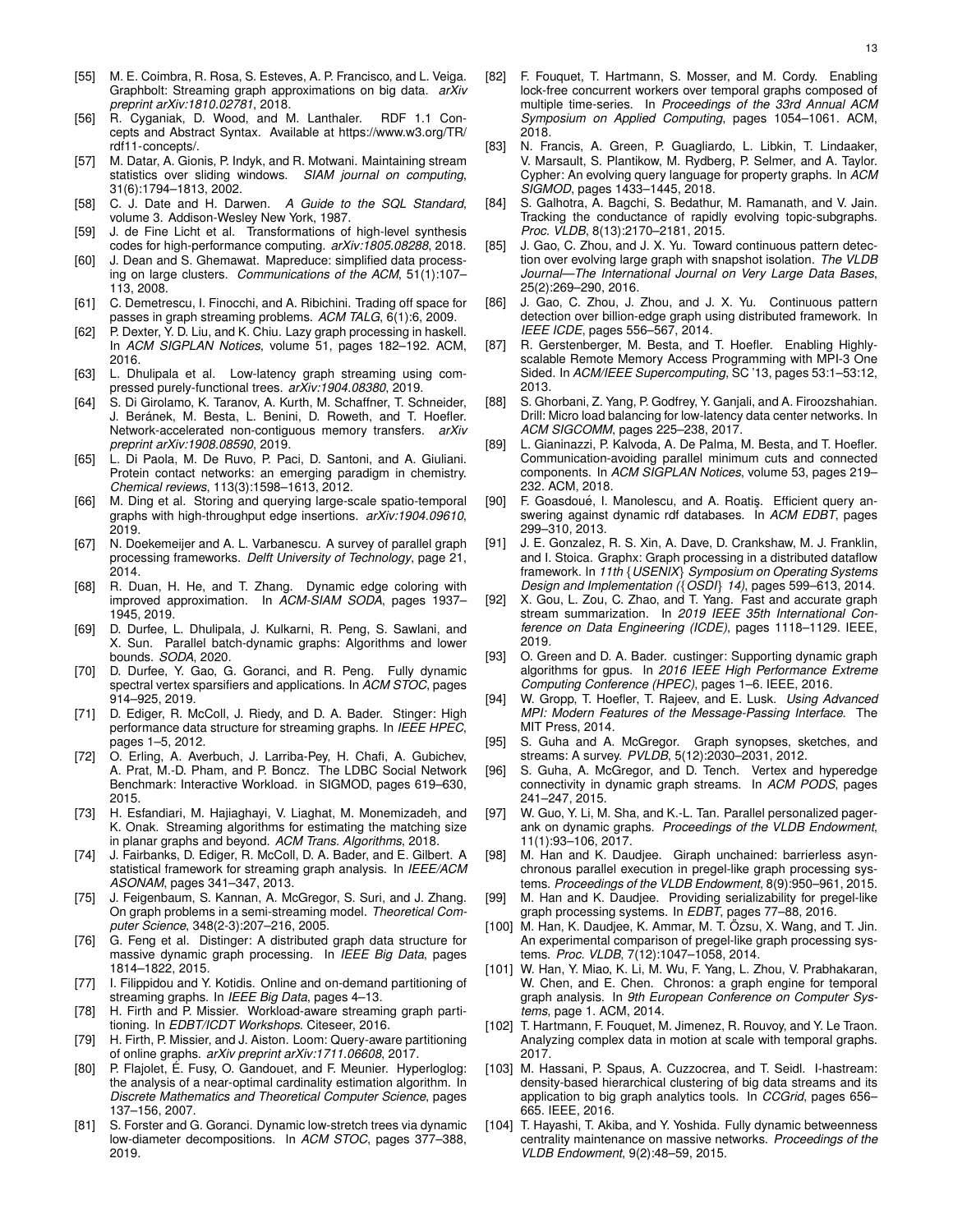[55] M. E. Coimbra, R. Rosa, S. Esteves, A. P. Francisco, and L. Veiga. Graphbolt: Streaming graph approximations on big data. *arXiv preprint arXiv:1810.02781*, 2018.

[56] R. Cyganiak, D. Wood, and M. Lanthaler. RDF 1.1 Concepts and Abstract Syntax. Available at https://www.w3.org/TR/rdf11-concepts/.

[57] M. Datar, A. Gionis, P. Indyk, and R. Motwani. Maintaining stream statistics over sliding windows. *SIAM journal on computing*, 31(6):1794–1813, 2002.

[58] C. J. Date and H. Darwen. *A Guide to the SQL Standard*, volume 3. Addison-Wesley New York, 1987.

[59] J. de Fine Licht et al. Transformations of high-level synthesis codes for high-performance computing. *arXiv:1805.08288*, 2018.

[60] J. Dean and S. Ghemawat. Mapreduce: simplified data processing on large clusters. *Communications of the ACM*, 51(1):107–113, 2008.

[61] C. Demetrescu, I. Finocchi, and A. Ribichini. Trading off space for passes in graph streaming problems. *ACM TALG*, 6(1):6, 2009.

[62] P. Dexter, Y. D. Liu, and K. Chiu. Lazy graph processing in haskell. In *ACM SIGPLAN Notices*, volume 51, pages 182–192. ACM, 2016.

[63] L. Dhulipala et al. Low-latency graph streaming using compressed purely-functional trees. *arXiv:1904.08380*, 2019.

[64] S. Di Girolamo, K. Taranov, A. Kurth, M. Schaffner, T. Schneider, J. Beránek, M. Besta, L. Benini, D. Roweth, and T. Hoefler. Network-accelerated non-contiguous memory transfers. *arXiv preprint arXiv:1908.08590*, 2019.

[65] L. Di Paola, M. De Ruvo, P. Paci, D. Santoni, and A. Giuliani. Protein contact networks: an emerging paradigm in chemistry. *Chemical reviews*, 113(3):1598–1613, 2012.

[66] M. Ding et al. Storing and querying large-scale spatio-temporal graphs with high-throughput edge insertions. *arXiv:1904.09610*, 2019.

[67] N. Doekemeijer and A. L. Varbanescu. A survey of parallel graph processing frameworks. *Delft University of Technology*, page 21, 2014.

[68] R. Duan, H. He, and T. Zhang. Dynamic edge coloring with improved approximation. In *ACM-SIAM SODA*, pages 1937–1945, 2019.

[69] D. Durfee, L. Dhulipala, J. Kulkarni, R. Peng, S. Sawlani, and X. Sun. Parallel batch-dynamic graphs: Algorithms and lower bounds. *SODA*, 2020.

[70] D. Durfee, Y. Gao, G. Goranci, and R. Peng. Fully dynamic spectral vertex sparsifiers and applications. In *ACM STOC*, pages 914–925, 2019.

[71] D. Ediger, R. McColl, J. Riedy, and D. A. Bader. Stinger: High performance data structure for streaming graphs. In *IEEE HPEC*, pages 1–5, 2012.

[72] O. Erling, A. Averbuch, J. Larriba-Pey, H. Chafi, A. Gubichev, A. Prat, M.-D. Pham, and P. Boncz. The LDBC Social Network Benchmark: Interactive Workload. in SIGMOD, pages 619–630, 2015.

[73] H. Esfandiari, M. Hajiaghayi, V. Liaghat, M. Monemizadeh, and K. Onak. Streaming algorithms for estimating the matching size in planar graphs and beyond. *ACM Trans. Algorithms*, 2018.

[74] J. Fairbanks, D. Ediger, R. McColl, D. A. Bader, and E. Gilbert. A statistical framework for streaming graph analysis. In *IEEE/ACM ASONAM*, pages 341–347, 2013.

[75] J. Feigenbaum, S. Kannan, A. McGregor, S. Suri, and J. Zhang. On graph problems in a semi-streaming model. *Theoretical Computer Science*, 348(2-3):207–216, 2005.

[76] G. Feng et al. Distinger: A distributed graph data structure for massive dynamic graph processing. In *IEEE Big Data*, pages 1814–1822, 2015.

[77] I. Filippidou and Y. Kotidis. Online and on-demand partitioning of streaming graphs. In *IEEE Big Data*, pages 4–13.

[78] H. Firth and P. Missier. Workload-aware streaming graph partitioning. In *EDBT/ICDT Workshops*. Citeseer, 2016.

[79] H. Firth, P. Missier, and J. Aiston. Loom: Query-aware partitioning of online graphs. *arXiv preprint arXiv:1711.06608*, 2017.

[80] P. Flajolet, É. Fusy, O. Gandouet, and F. Meunier. Hyperloglog: the analysis of a near-optimal cardinality estimation algorithm. In *Discrete Mathematics and Theoretical Computer Science*, pages 137–156, 2007.

[81] S. Forster and G. Goranci. Dynamic low-stretch trees via dynamic low-diameter decompositions. In *ACM STOC*, pages 377–388, 2019.

[82] F. Fouquet, T. Hartmann, S. Mosser, and M. Cordy. Enabling lock-free concurrent workers over temporal graphs composed of multiple time-series. In *Proceedings of the 33rd Annual ACM Symposium on Applied Computing*, pages 1054–1061. ACM, 2018.

[83] N. Francis, A. Green, P. Guagliardo, L. Libkin, T. Lindaaker, V. Marsault, S. Plantikow, M. Rydberg, P. Selmer, and A. Taylor. Cypher: An evolving query language for property graphs. In *ACM SIGMOD*, pages 1433–1445, 2018.

[84] S. Galhotra, A. Bagchi, S. Bedathur, M. Ramanath, and V. Jain. Tracking the conductance of rapidly evolving topic-subgraphs. *Proc. VLDB*, 8(13):2170–2181, 2015.

[85] J. Gao, C. Zhou, and J. X. Yu. Toward continuous pattern detection over evolving large graph with snapshot isolation. *The VLDB Journal—The International Journal on Very Large Data Bases*, 25(2):269–290, 2016.

[86] J. Gao, C. Zhou, J. Zhou, and J. X. Yu. Continuous pattern detection over billion-edge graph using distributed framework. In *IEEE ICDE*, pages 556–567, 2014.

[87] R. Gerstenberger, M. Besta, and T. Hoefler. Enabling Highly-scalable Remote Memory Access Programming with MPI-3 One Sided. In *ACM/IEEE Supercomputing*, SC '13, pages 53:1–53:12, 2013.

[88] S. Ghorbani, Z. Yang, P. Godfrey, Y. Ganjali, and A. Firoozshahian. Drill: Micro load balancing for low-latency data center networks. In *ACM SIGCOMM*, pages 225–238, 2017.

[89] L. Gianinazzi, P. Kalvoda, A. De Palma, M. Besta, and T. Hoefler. Communication-avoiding parallel minimum cuts and connected components. In *ACM SIGPLAN Notices*, volume 53, pages 219–232. ACM, 2018.

[90] F. Goasdoué, I. Manolescu, and A. Roatiş. Efficient query answering against dynamic rdf databases. In *ACM EDBT*, pages 299–310, 2013.

[91] J. E. Gonzalez, R. S. Xin, A. Dave, D. Crankshaw, M. J. Franklin, and I. Stoica. Graphx: Graph processing in a distributed dataflow framework. In *11th {USENIX} Symposium on Operating Systems Design and Implementation ({OSDI} 14)*, pages 599–613, 2014.

[92] X. Gou, L. Zou, C. Zhao, and T. Yang. Fast and accurate graph stream summarization. In *2019 IEEE 35th International Conference on Data Engineering (ICDE)*, pages 1118–1129. IEEE, 2019.

[93] O. Green and D. A. Bader. custinger: Supporting dynamic graph algorithms for gpus. In *2016 IEEE High Performance Extreme Computing Conference (HPEC)*, pages 1–6. IEEE, 2016.

[94] W. Gropp, T. Hoefler, R. Thakur, and E. Lusk. *Using Advanced MPI: Modern Features of the Message-Passing Interface*. The MIT Press, 2014.

[95] S. Guha and A. McGregor. Graph synopses, sketches, and streams: A survey. *PVLDB*, 5(12):2030–2031, 2012.

[96] S. Guha, A. McGregor, and D. Tench. Vertex and hyperedge connectivity in dynamic graph streams. In *ACM PODS*, pages 241–247, 2015.

[97] W. Guo, Y. Li, M. Sha, and K.-L. Tan. Parallel personalized pagerank on dynamic graphs. *Proceedings of the VLDB Endowment*, 11(1):93–106, 2017.

[98] M. Han and K. Daudjee. Giraph unchained: barrierless asynchronous parallel execution in pregel-like graph processing systems. *Proceedings of the VLDB Endowment*, 8(9):950–961, 2015.

[99] M. Han and K. Daudjee. Providing serializability for pregel-like graph processing systems. In *EDBT*, pages 77–88, 2016.

[100] M. Han, K. Daudjee, K. Ammar, M. T. Özsu, X. Wang, and T. Jin. An experimental comparison of pregel-like graph processing systems. *Proc. VLDB*, 7(12):1047–1058, 2014.

[101] W. Han, Y. Miao, K. Li, M. Wu, F. Yang, L. Zhou, V. Prabhakaran, W. Chen, and E. Chen. Chronos: a graph engine for temporal graph analysis. In *9th European Conference on Computer Systems*, page 1. ACM, 2014.

[102] T. Hartmann, F. Fouquet, M. Jimenez, R. Rouvoy, and Y. Le Traon. Analyzing complex data in motion at scale with temporal graphs. 2017.

[103] M. Hassani, P. Spaus, A. Cuzzocrea, and T. Seidl. I-hastream: density-based hierarchical clustering of big data streams and its application to big graph analytics tools. In *CCGrid*, pages 656–665. IEEE, 2016.

[104] T. Hayashi, T. Akiba, and Y. Yoshida. Fully dynamic betweenness centrality maintenance on massive networks. *Proceedings of the VLDB Endowment*, 9(2):48–59, 2015.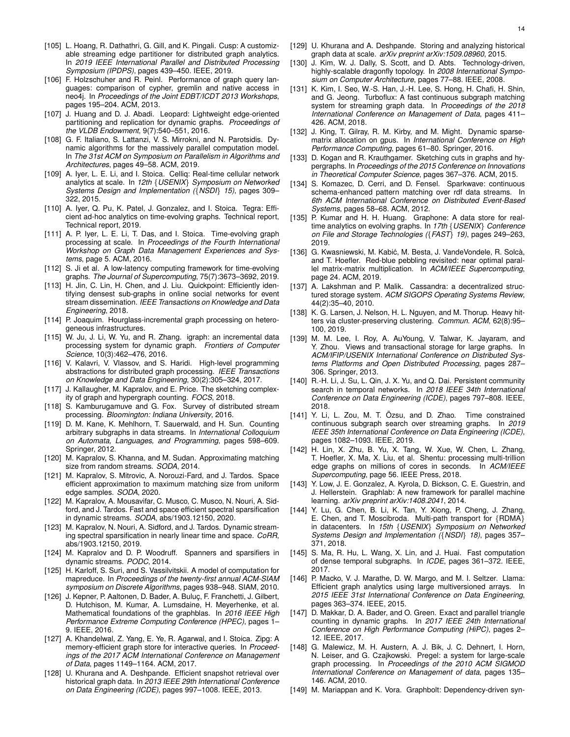[105] L. Hoang, R. Dathathri, G. Gill, and K. Pingali. Cusp: A customizable streaming edge partitioner for distributed graph analytics. In *2019 IEEE International Parallel and Distributed Processing Symposium (IPDPS)*, pages 439–450. IEEE, 2019.

[106] F. Holzschuher and R. Peinl. Performance of graph query languages: comparison of cypher, gremlin and native access in neo4j. In *Proceedings of the Joint EDBT/ICDT 2013 Workshops*, pages 195–204. ACM, 2013.

[107] J. Huang and D. J. Abadi. Leopard: Lightweight edge-oriented partitioning and replication for dynamic graphs. *Proceedings of the VLDB Endowment*, 9(7):540–551, 2016.

[108] G. F. Italiano, S. Lattanzi, V. S. Mirrokni, and N. Parotsidis. Dynamic algorithms for the massively parallel computation model. In *The 31st ACM on Symposium on Parallelism in Algorithms and Architectures*, pages 49–58. ACM, 2019.

[109] A. Iyer, L. E. Li, and I. Stoica. Celliq: Real-time cellular network analytics at scale. In *12th {USENIX} Symposium on Networked Systems Design and Implementation ({NSDI} 15)*, pages 309–322, 2015.

[110] A. Iyer, Q. Pu, K. Patel, J. Gonzalez, and I. Stoica. Tegra: Efficient ad-hoc analytics on time-evolving graphs. Technical report, Technical report, 2019.

[111] A. P. Iyer, L. E. Li, T. Das, and I. Stoica. Time-evolving graph processing at scale. In *Proceedings of the Fourth International Workshop on Graph Data Management Experiences and Systems*, page 5. ACM, 2016.

[112] S. Ji et al. A low-latency computing framework for time-evolving graphs. *The Journal of Supercomputing*, 75(7):3673–3692, 2019.

[113] H. Jin, C. Lin, H. Chen, and J. Liu. Quickpoint: Efficiently identifying densest sub-graphs in online social networks for event stream dissemination. *IEEE Transactions on Knowledge and Data Engineering*, 2018.

[114] P. Joaquim. Hourglass-incremental graph processing on heterogeneous infrastructures.

[115] W. Ju, J. Li, W. Yu, and R. Zhang. igraph: an incremental data processing system for dynamic graph. *Frontiers of Computer Science*, 10(3):462–476, 2016.

[116] V. Kalavri, V. Vlassov, and S. Haridi. High-level programming abstractions for distributed graph processing. *IEEE Transactions on Knowledge and Data Engineering*, 30(2):305–324, 2017.

[117] J. Kallaugher, M. Kapralov, and E. Price. The sketching complexity of graph and hypergraph counting. *FOCS*, 2018.

[118] S. Kamburugamuve and G. Fox. Survey of distributed stream processing. *Bloomington: Indiana University*, 2016.

[119] D. M. Kane, K. Mehlhorn, T. Sauerwald, and H. Sun. Counting arbitrary subgraphs in data streams. In *International Colloquium on Automata, Languages, and Programming*, pages 598–609. Springer, 2012.

[120] M. Kapralov, S. Khanna, and M. Sudan. Approximating matching size from random streams. *SODA*, 2014.

[121] M. Kapralov, S. Mitrovic, A. Norouzi-Fard, and J. Tardos. Space efficient approximation to maximum matching size from uniform edge samples. *SODA*, 2020.

[122] M. Kapralov, A. Mousavifar, C. Musco, C. Musco, N. Nouri, A. Sidford, and J. Tardos. Fast and space efficient spectral sparsification in dynamic streams. *SODA*, abs/1903.12150, 2020.

[123] M. Kapralov, N. Nouri, A. Sidford, and J. Tardos. Dynamic streaming spectral sparsification in nearly linear time and space. *CoRR*, abs/1903.12150, 2019.

[124] M. Kapralov and D. P. Woodruff. Spanners and sparsifiers in dynamic streams. *PODC*, 2014.

[125] H. Karloff, S. Suri, and S. Vassilvitskii. A model of computation for mapreduce. In *Proceedings of the twenty-first annual ACM-SIAM symposium on Discrete Algorithms*, pages 938–948. SIAM, 2010.

[126] J. Kepner, P. Aaltonen, D. Bader, A. Buluç, F. Franchetti, J. Gilbert, D. Hutchison, M. Kumar, A. Lumsdaine, H. Meyerhenke, et al. Mathematical foundations of the graphblas. In *2016 IEEE High Performance Extreme Computing Conference (HPEC)*, pages 1–9. IEEE, 2016.

[127] A. Khandelwal, Z. Yang, E. Ye, R. Agarwal, and I. Stoica. Zipg: A memory-efficient graph store for interactive queries. In *Proceedings of the 2017 ACM International Conference on Management of Data*, pages 1149–1164. ACM, 2017.

[128] U. Khurana and A. Deshpande. Efficient snapshot retrieval over historical graph data. In *2013 IEEE 29th International Conference on Data Engineering (ICDE)*, pages 997–1008. IEEE, 2013.

[129] U. Khurana and A. Deshpande. Storing and analyzing historical graph data at scale. *arXiv preprint arXiv:1509.08960*, 2015.

[130] J. Kim, W. J. Dally, S. Scott, and D. Abts. Technology-driven, highly-scalable dragonfly topology. In *2008 International Symposium on Computer Architecture*, pages 77–88. IEEE, 2008.

[131] K. Kim, I. Seo, W.-S. Han, J.-H. Lee, S. Hong, H. Chafi, H. Shin, and G. Jeong. Turboflux: A fast continuous subgraph matching system for streaming graph data. In *Proceedings of the 2018 International Conference on Management of Data*, pages 411–426. ACM, 2018.

[132] J. King, T. Gilray, R. M. Kirby, and M. Might. Dynamic sparse-matrix allocation on gpus. In *International Conference on High Performance Computing*, pages 61–80. Springer, 2016.

[133] D. Kogan and R. Krauthgamer. Sketching cuts in graphs and hypergraphs. In *Proceedings of the 2015 Conference on Innovations in Theoretical Computer Science*, pages 367–376. ACM, 2015.

[134] S. Komazec, D. Cerri, and D. Fensel. Sparkwave: continuous schema-enhanced pattern matching over rdf data streams. In *6th ACM International Conference on Distributed Event-Based Systems*, pages 58–68. ACM, 2012.

[135] P. Kumar and H. H. Huang. Graphone: A data store for real-time analytics on evolving graphs. In *17th {USENIX} Conference on File and Storage Technologies ({FAST} 19)*, pages 249–263, 2019.

[136] G. Kwasniewski, M. Kabić, M. Besta, J. VandeVondele, R. Solcà, and T. Hoefler. Red-blue pebbling revisited: near optimal parallel matrix-matrix multiplication. In *ACM/IEEE Supercomputing*, page 24. ACM, 2019.

[137] A. Lakshman and P. Malik. Cassandra: a decentralized structured storage system. *ACM SIGOPS Operating Systems Review*, 44(2):35–40, 2010.

[138] K. G. Larsen, J. Nelson, H. L. Nguyen, and M. Thorup. Heavy hitters via cluster-preserving clustering. *Commun. ACM*, 62(8):95–100, 2019.

[139] M. M. Lee, I. Roy, A. AuYoung, V. Talwar, K. Jayaram, and Y. Zhou. Views and transactional storage for large graphs. In *ACM/IFIP/USENIX International Conference on Distributed Systems Platforms and Open Distributed Processing*, pages 287–306. Springer, 2013.

[140] R.-H. Li, J. Su, L. Qin, J. X. Yu, and Q. Dai. Persistent community search in temporal networks. In *2018 IEEE 34th International Conference on Data Engineering (ICDE)*, pages 797–808. IEEE, 2018.

[141] Y. Li, L. Zou, M. T. Özsu, and D. Zhao. Time constrained continuous subgraph search over streaming graphs. In *2019 IEEE 35th International Conference on Data Engineering (ICDE)*, pages 1082–1093. IEEE, 2019.

[142] H. Lin, X. Zhu, B. Yu, X. Tang, W. Xue, W. Chen, L. Zhang, T. Hoefler, X. Ma, X. Liu, et al. Shentu: processing multi-trillion edge graphs on millions of cores in seconds. In *ACM/IEEE Supercomputing*, page 56. IEEE Press, 2018.

[143] Y. Low, J. E. Gonzalez, A. Kyrola, D. Bickson, C. E. Guestrin, and J. Hellerstein. Graphlab: A new framework for parallel machine learning. *arXiv preprint arXiv:1408.2041*, 2014.

[144] Y. Lu, G. Chen, B. Li, K. Tan, Y. Xiong, P. Cheng, J. Zhang, E. Chen, and T. Moscibroda. Multi-path transport for {RDMA} in datacenters. In *15th {USENIX} Symposium on Networked Systems Design and Implementation ({NSDI} 18)*, pages 357–371, 2018.

[145] S. Ma, R. Hu, L. Wang, X. Lin, and J. Huai. Fast computation of dense temporal subgraphs. In *ICDE*, pages 361–372. IEEE, 2017.

[146] P. Macko, V. J. Marathe, D. W. Margo, and M. I. Seltzer. Llama: Efficient graph analytics using large multiversioned arrays. In *2015 IEEE 31st International Conference on Data Engineering*, pages 363–374. IEEE, 2015.

[147] D. Makkar, D. A. Bader, and O. Green. Exact and parallel triangle counting in dynamic graphs. In *2017 IEEE 24th International Conference on High Performance Computing (HiPC)*, pages 2–12. IEEE, 2017.

[148] G. Malewicz, M. H. Austern, A. J. Bik, J. C. Dehnert, I. Horn, N. Leiser, and G. Czajkowski. Pregel: a system for large-scale graph processing. In *Proceedings of the 2010 ACM SIGMOD International Conference on Management of data*, pages 135–146. ACM, 2010.

[149] M. Mariappan and K. Vora. Graphbolt: Dependency-driven syn-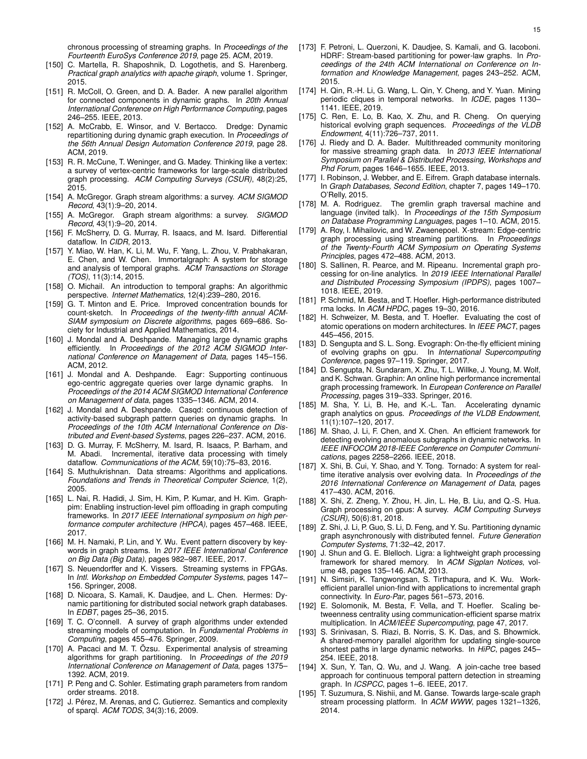chronous processing of streaming graphs. In *Proceedings of the Fourteenth EuroSys Conference 2019*, page 25. ACM, 2019.

[150] C. Martella, R. Shaposhnik, D. Logothetis, and S. Harenberg. *Practical graph analytics with apache giraph*, volume 1. Springer, 2015.

[151] R. McColl, O. Green, and D. A. Bader. A new parallel algorithm for connected components in dynamic graphs. In *20th Annual International Conference on High Performance Computing*, pages 246–255. IEEE, 2013.

[152] A. McCrabb, E. Winsor, and V. Bertacco. Dredge: Dynamic repartitioning during dynamic graph execution. In *Proceedings of the 56th Annual Design Automation Conference 2019*, page 28. ACM, 2019.

[153] R. R. McCune, T. Weninger, and G. Madey. Thinking like a vertex: a survey of vertex-centric frameworks for large-scale distributed graph processing. *ACM Computing Surveys (CSUR)*, 48(2):25, 2015.

[154] A. McGregor. Graph stream algorithms: a survey. *ACM SIGMOD Record*, 43(1):9–20, 2014.

[155] A. McGregor. Graph stream algorithms: a survey. *SIGMOD Record*, 43(1):9–20, 2014.

[156] F. McSherry, D. G. Murray, R. Isaacs, and M. Isard. Differential dataflow. In *CIDR*, 2013.

[157] Y. Miao, W. Han, K. Li, M. Wu, F. Yang, L. Zhou, V. Prabhakaran, E. Chen, and W. Chen. Immortalgraph: A system for storage and analysis of temporal graphs. *ACM Transactions on Storage (TOS)*, 11(3):14, 2015.

[158] O. Michail. An introduction to temporal graphs: An algorithmic perspective. *Internet Mathematics*, 12(4):239–280, 2016.

[159] G. T. Minton and E. Price. Improved concentration bounds for count-sketch. In *Proceedings of the twenty-fifth annual ACM-SIAM symposium on Discrete algorithms*, pages 669–686. Society for Industrial and Applied Mathematics, 2014.

[160] J. Mondal and A. Deshpande. Managing large dynamic graphs efficiently. In *Proceedings of the 2012 ACM SIGMOD International Conference on Management of Data*, pages 145–156. ACM, 2012.

[161] J. Mondal and A. Deshpande. Eagr: Supporting continuous ego-centric aggregate queries over large dynamic graphs. In *Proceedings of the 2014 ACM SIGMOD International Conference on Management of data*, pages 1335–1346. ACM, 2014.

[162] J. Mondal and A. Deshpande. Casqd: continuous detection of activity-based subgraph pattern queries on dynamic graphs. In *Proceedings of the 10th ACM International Conference on Distributed and Event-based Systems*, pages 226–237. ACM, 2016.

[163] D. G. Murray, F. McSherry, M. Isard, R. Isaacs, P. Barham, and M. Abadi. Incremental, iterative data processing with timely dataflow. *Communications of the ACM*, 59(10):75–83, 2016.

[164] S. Muthukrishnan. Data streams: Algorithms and applications. *Foundations and Trends in Theoretical Computer Science*, 1(2), 2005.

[165] L. Nai, R. Hadidi, J. Sim, H. Kim, P. Kumar, and H. Kim. Graphpim: Enabling instruction-level pim offloading in graph computing frameworks. In *2017 IEEE International symposium on high performance computer architecture (HPCA)*, pages 457–468. IEEE, 2017.

[166] M. H. Namaki, P. Lin, and Y. Wu. Event pattern discovery by keywords in graph streams. In *2017 IEEE International Conference on Big Data (Big Data)*, pages 982–987. IEEE, 2017.

[167] S. Neuendorffer and K. Vissers. Streaming systems in FPGAs. In *Intl. Workshop on Embedded Computer Systems*, pages 147–156. Springer, 2008.

[168] D. Nicoara, S. Kamali, K. Daudjee, and L. Chen. Hermes: Dynamic partitioning for distributed social network graph databases. In *EDBT*, pages 25–36, 2015.

[169] T. C. O'connell. A survey of graph algorithms under extended streaming models of computation. In *Fundamental Problems in Computing*, pages 455–476. Springer, 2009.

[170] A. Pacaci and M. T. Özsu. Experimental analysis of streaming algorithms for graph partitioning. In *Proceedings of the 2019 International Conference on Management of Data*, pages 1375–1392. ACM, 2019.

[171] P. Peng and C. Sohler. Estimating graph parameters from random order streams. 2018.

[172] J. Pérez, M. Arenas, and C. Gutierrez. Semantics and complexity of sparql. *ACM TODS*, 34(3):16, 2009.

[173] F. Petroni, L. Querzoni, K. Daudjee, S. Kamali, and G. Iacoboni. HDRF: Stream-based partitioning for power-law graphs. In *Proceedings of the 24th ACM International on Conference on Information and Knowledge Management*, pages 243–252. ACM, 2015.

[174] H. Qin, R.-H. Li, G. Wang, L. Qin, Y. Cheng, and Y. Yuan. Mining periodic cliques in temporal networks. In *ICDE*, pages 1130–1141. IEEE, 2019.

[175] C. Ren, E. Lo, B. Kao, X. Zhu, and R. Cheng. On querying historical evolving graph sequences. *Proceedings of the VLDB Endowment*, 4(11):726–737, 2011.

[176] J. Riedy and D. A. Bader. Multithreaded community monitoring for massive streaming graph data. In *2013 IEEE International Symposium on Parallel & Distributed Processing, Workshops and Phd Forum*, pages 1646–1655. IEEE, 2013.

[177] I. Robinson, J. Webber, and E. Eifrem. Graph database internals. In *Graph Databases, Second Edition*, chapter 7, pages 149–170. O'Relly, 2015.

[178] M. A. Rodriguez. The gremlin graph traversal machine and language (invited talk). In *Proceedings of the 15th Symposium on Database Programming Languages*, pages 1–10. ACM, 2015.

[179] A. Roy, I. Mihailovic, and W. Zwaenepoel. X-stream: Edge-centric graph processing using streaming partitions. In *Proceedings of the Twenty-Fourth ACM Symposium on Operating Systems Principles*, pages 472–488. ACM, 2013.

[180] S. Sallinen, R. Pearce, and M. Ripeanu. Incremental graph processing for on-line analytics. In *2019 IEEE International Parallel and Distributed Processing Symposium (IPDPS)*, pages 1007–1018. IEEE, 2019.

[181] P. Schmid, M. Besta, and T. Hoefler. High-performance distributed rma locks. In *ACM HPDC*, pages 19–30, 2016.

[182] H. Schweizer, M. Besta, and T. Hoefler. Evaluating the cost of atomic operations on modern architectures. In *IEEE PACT*, pages 445–456, 2015.

[183] D. Sengupta and S. L. Song. Evograph: On-the-fly efficient mining of evolving graphs on gpu. In *International Supercomputing Conference*, pages 97–119. Springer, 2017.

[184] D. Sengupta, N. Sundaram, X. Zhu, T. L. Willke, J. Young, M. Wolf, and K. Schwan. Graphin: An online high performance incremental graph processing framework. In *European Conference on Parallel Processing*, pages 319–333. Springer, 2016.

[185] M. Sha, Y. Li, B. He, and K.-L. Tan. Accelerating dynamic graph analytics on gpus. *Proceedings of the VLDB Endowment*, 11(1):107–120, 2017.

[186] M. Shao, J. Li, F. Chen, and X. Chen. An efficient framework for detecting evolving anomalous subgraphs in dynamic networks. In *IEEE INFOCOM 2018-IEEE Conference on Computer Communications*, pages 2258–2266. IEEE, 2018.

[187] X. Shi, B. Cui, Y. Shao, and Y. Tong. Tornado: A system for real-time iterative analysis over evolving data. In *Proceedings of the 2016 International Conference on Management of Data*, pages 417–430. ACM, 2016.

[188] X. Shi, Z. Zheng, Y. Zhou, H. Jin, L. He, B. Liu, and Q.-S. Hua. Graph processing on gpus: A survey. *ACM Computing Surveys (CSUR)*, 50(6):81, 2018.

[189] Z. Shi, J. Li, P. Guo, S. Li, D. Feng, and Y. Su. Partitioning dynamic graph asynchronously with distributed fennel. *Future Generation Computer Systems*, 71:32–42, 2017.

[190] J. Shun and G. E. Blelloch. Ligra: a lightweight graph processing framework for shared memory. In *ACM Sigplan Notices*, volume 48, pages 135–146. ACM, 2013.

[191] N. Simsiri, K. Tangwongsan, S. Tirthapura, and K. Wu. Work-efficient parallel union-find with applications to incremental graph connectivity. In *Euro-Par*, pages 561–573, 2016.

[192] E. Solomonik, M. Besta, F. Vella, and T. Hoefler. Scaling betweenness centrality using communication-efficient sparse matrix multiplication. In *ACM/IEEE Supercomputing*, page 47, 2017.

[193] S. Srinivasan, S. Riazi, B. Norris, S. K. Das, and S. Bhowmick. A shared-memory parallel algorithm for updating single-source shortest paths in large dynamic networks. In *HiPC*, pages 245–254. IEEE, 2018.

[194] X. Sun, Y. Tan, Q. Wu, and J. Wang. A join-cache tree based approach for continuous temporal pattern detection in streaming graph. In *ICSPCC*, pages 1–6. IEEE, 2017.

[195] T. Suzumura, S. Nishii, and M. Ganse. Towards large-scale graph stream processing platform. In *ACM WWW*, pages 1321–1326, 2014.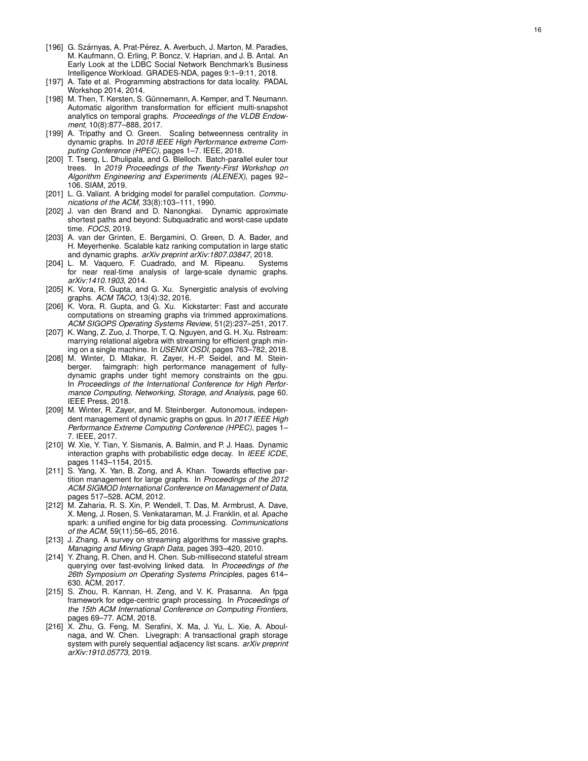[196] G. Szárnyas, A. Prat-Pérez, A. Averbuch, J. Marton, M. Paradies, M. Kaufmann, O. Erling, P. Boncz, V. Haprian, and J. B. Antal. An Early Look at the LDBC Social Network Benchmark's Business Intelligence Workload. GRADES-NDA, pages 9:1–9:11, 2018.

[197] A. Tate et al. Programming abstractions for data locality. PADAL Workshop 2014, 2014.

[198] M. Then, T. Kersten, S. Günnemann, A. Kemper, and T. Neumann. Automatic algorithm transformation for efficient multi-snapshot analytics on temporal graphs. *Proceedings of the VLDB Endowment*, 10(8):877–888, 2017.

[199] A. Tripathy and O. Green. Scaling betweenness centrality in dynamic graphs. In *2018 IEEE High Performance extreme Computing Conference (HPEC)*, pages 1–7. IEEE, 2018.

[200] T. Tseng, L. Dhulipala, and G. Blelloch. Batch-parallel euler tour trees. In *2019 Proceedings of the Twenty-First Workshop on Algorithm Engineering and Experiments (ALENEX)*, pages 92–106. SIAM, 2019.

[201] L. G. Valiant. A bridging model for parallel computation. *Communications of the ACM*, 33(8):103–111, 1990.

[202] J. van den Brand and D. Nanongkai. Dynamic approximate shortest paths and beyond: Subquadratic and worst-case update time. *FOCS*, 2019.

[203] A. van der Grinten, E. Bergamini, O. Green, D. A. Bader, and H. Meyerhenke. Scalable katz ranking computation in large static and dynamic graphs. *arXiv preprint arXiv:1807.03847*, 2018.

[204] L. M. Vaquero, F. Cuadrado, and M. Ripeanu. Systems for near real-time analysis of large-scale dynamic graphs. *arXiv:1410.1903*, 2014.

[205] K. Vora, R. Gupta, and G. Xu. Synergistic analysis of evolving graphs. *ACM TACO*, 13(4):32, 2016.

[206] K. Vora, R. Gupta, and G. Xu. Kickstarter: Fast and accurate computations on streaming graphs via trimmed approximations. *ACM SIGOPS Operating Systems Review*, 51(2):237–251, 2017.

[207] K. Wang, Z. Zuo, J. Thorpe, T. Q. Nguyen, and G. H. Xu. Rstream: marrying relational algebra with streaming for efficient graph mining on a single machine. In *USENIX OSDI*, pages 763–782, 2018.

[208] M. Winter, D. Mlakar, R. Zayer, H.-P. Seidel, and M. Steinberger. faimgraph: high performance management of fully-dynamic graphs under tight memory constraints on the gpu. In *Proceedings of the International Conference for High Performance Computing, Networking, Storage, and Analysis*, page 60. IEEE Press, 2018.

[209] M. Winter, R. Zayer, and M. Steinberger. Autonomous, independent management of dynamic graphs on gpus. In *2017 IEEE High Performance Extreme Computing Conference (HPEC)*, pages 1–7. IEEE, 2017.

[210] W. Xie, Y. Tian, Y. Sismanis, A. Balmin, and P. J. Haas. Dynamic interaction graphs with probabilistic edge decay. In *IEEE ICDE*, pages 1143–1154, 2015.

[211] S. Yang, X. Yan, B. Zong, and A. Khan. Towards effective partition management for large graphs. In *Proceedings of the 2012 ACM SIGMOD International Conference on Management of Data*, pages 517–528. ACM, 2012.

[212] M. Zaharia, R. S. Xin, P. Wendell, T. Das, M. Armbrust, A. Dave, X. Meng, J. Rosen, S. Venkataraman, M. J. Franklin, et al. Apache spark: a unified engine for big data processing. *Communications of the ACM*, 59(11):56–65, 2016.

[213] J. Zhang. A survey on streaming algorithms for massive graphs. *Managing and Mining Graph Data*, pages 393–420, 2010.

[214] Y. Zhang, R. Chen, and H. Chen. Sub-millisecond stateful stream querying over fast-evolving linked data. In *Proceedings of the 26th Symposium on Operating Systems Principles*, pages 614–630. ACM, 2017.

[215] S. Zhou, R. Kannan, H. Zeng, and V. K. Prasanna. An fpga framework for edge-centric graph processing. In *Proceedings of the 15th ACM International Conference on Computing Frontiers*, pages 69–77. ACM, 2018.

[216] X. Zhu, G. Feng, M. Serafini, X. Ma, J. Yu, L. Xie, A. Aboulnaga, and W. Chen. Livegraph: A transactional graph storage system with purely sequential adjacency list scans. *arXiv preprint arXiv:1910.05773*, 2019.